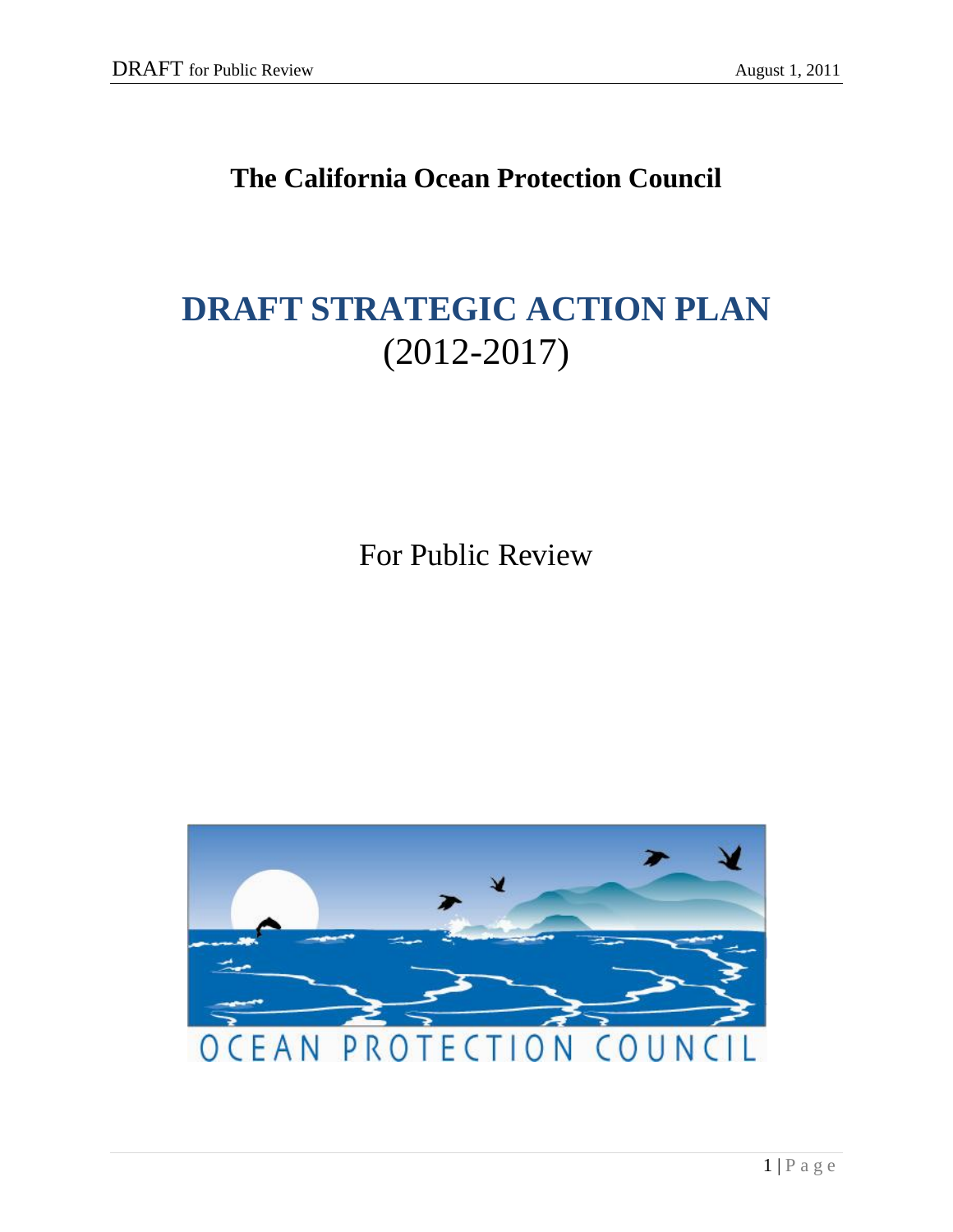# The California Ocean Protection Council

# DRAFT STRATEGIC ACTION PLAN (2012-2017)

For Public Review

OCEAN PROTECTION COUNCIL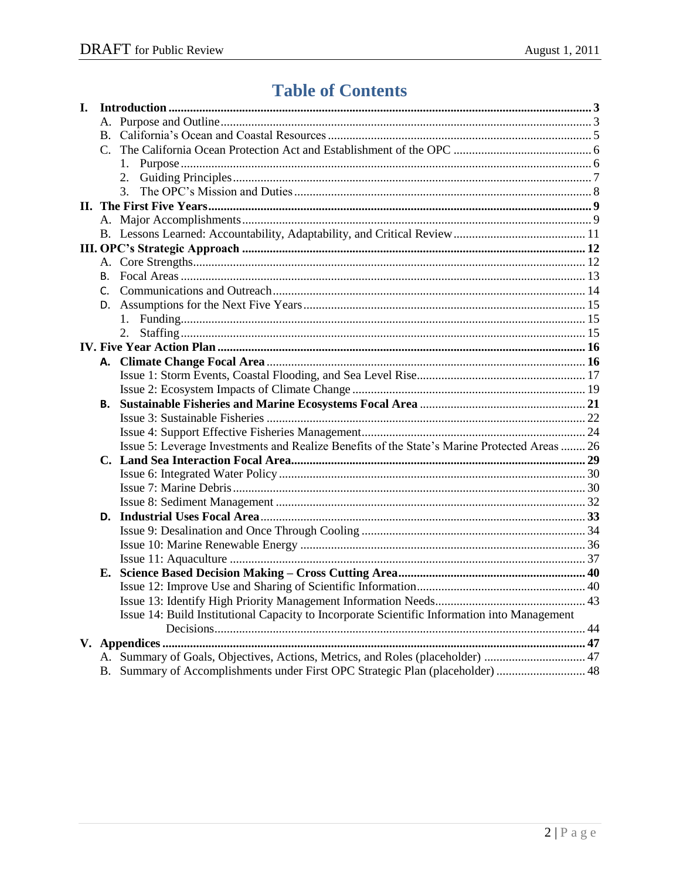# Table of Contents

- **I. Introduction** ........ 3
  - A. Purpose and Outline ........ 3
  - B. California's Ocean and Coastal Resources ........ 5
  - C. The California Ocean Protection Act and Establishment of the OPC ........ 6
    1. Purpose ........ 6
    2. Guiding Principles ........ 7
    3. The OPC's Mission and Duties ........ 8
- **II. The First Five Years** ........ 9
  - A. Major Accomplishments ........ 9
  - B. Lessons Learned: Accountability, Adaptability, and Critical Review ........ 11
- **III. OPC's Strategic Approach** ........ 12
  - A. Core Strengths ........ 12
  - B. Focal Areas ........ 13
  - C. Communications and Outreach ........ 14
  - D. Assumptions for the Next Five Years ........ 15
    1. Funding ........ 15
    2. Staffing ........ 15
- **IV. Five Year Action Plan** ........ 16
  - **A. Climate Change Focal Area** ........ 16
    - Issue 1: Storm Events, Coastal Flooding, and Sea Level Rise ........ 17
    - Issue 2: Ecosystem Impacts of Climate Change ........ 19
  - **B. Sustainable Fisheries and Marine Ecosystems Focal Area** ........ 21
    - Issue 3: Sustainable Fisheries ........ 22
    - Issue 4: Support Effective Fisheries Management ........ 24
    - Issue 5: Leverage Investments and Realize Benefits of the State's Marine Protected Areas ........ 26
  - **C. Land Sea Interaction Focal Area** ........ 29
    - Issue 6: Integrated Water Policy ........ 30
    - Issue 7: Marine Debris ........ 30
    - Issue 8: Sediment Management ........ 32
  - **D. Industrial Uses Focal Area** ........ 33
    - Issue 9: Desalination and Once Through Cooling ........ 34
    - Issue 10: Marine Renewable Energy ........ 36
    - Issue 11: Aquaculture ........ 37
  - **E. Science Based Decision Making – Cross Cutting Area** ........ 40
    - Issue 12: Improve Use and Sharing of Scientific Information ........ 40
    - Issue 13: Identify High Priority Management Information Needs ........ 43
    - Issue 14: Build Institutional Capacity to Incorporate Scientific Information into Management Decisions ........ 44
- **V. Appendices** ........ 47
  - A. Summary of Goals, Objectives, Actions, Metrics, and Roles (placeholder) ........ 47
  - B. Summary of Accomplishments under First OPC Strategic Plan (placeholder) ........ 48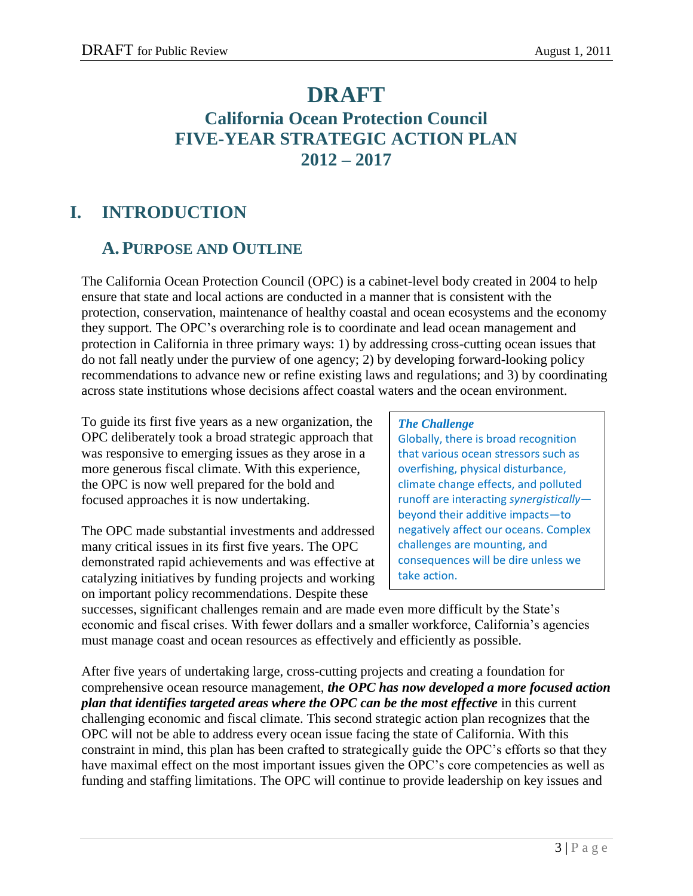# DRAFT

## California Ocean Protection Council FIVE-YEAR STRATEGIC ACTION PLAN 2012 – 2017

# I. INTRODUCTION

## A. PURPOSE AND OUTLINE

The California Ocean Protection Council (OPC) is a cabinet-level body created in 2004 to help ensure that state and local actions are conducted in a manner that is consistent with the protection, conservation, maintenance of healthy coastal and ocean ecosystems and the economy they support. The OPC's overarching role is to coordinate and lead ocean management and protection in California in three primary ways: 1) by addressing cross-cutting ocean issues that do not fall neatly under the purview of one agency; 2) by developing forward-looking policy recommendations to advance new or refine existing laws and regulations; and 3) by coordinating across state institutions whose decisions affect coastal waters and the ocean environment.

To guide its first five years as a new organization, the OPC deliberately took a broad strategic approach that was responsive to emerging issues as they arose in a more generous fiscal climate. With this experience, the OPC is now well prepared for the bold and focused approaches it is now undertaking.

> ***The Challenge***
> Globally, there is broad recognition that various ocean stressors such as overfishing, physical disturbance, climate change effects, and polluted runoff are interacting *synergistically*—beyond their additive impacts—to negatively affect our oceans. Complex challenges are mounting, and consequences will be dire unless we take action.

The OPC made substantial investments and addressed many critical issues in its first five years. The OPC demonstrated rapid achievements and was effective at catalyzing initiatives by funding projects and working on important policy recommendations. Despite these successes, significant challenges remain and are made even more difficult by the State's economic and fiscal crises. With fewer dollars and a smaller workforce, California's agencies must manage coast and ocean resources as effectively and efficiently as possible.

After five years of undertaking large, cross-cutting projects and creating a foundation for comprehensive ocean resource management, ***the OPC has now developed a more focused action plan that identifies targeted areas where the OPC can be the most effective*** in this current challenging economic and fiscal climate. This second strategic action plan recognizes that the OPC will not be able to address every ocean issue facing the state of California. With this constraint in mind, this plan has been crafted to strategically guide the OPC's efforts so that they have maximal effect on the most important issues given the OPC's core competencies as well as funding and staffing limitations. The OPC will continue to provide leadership on key issues and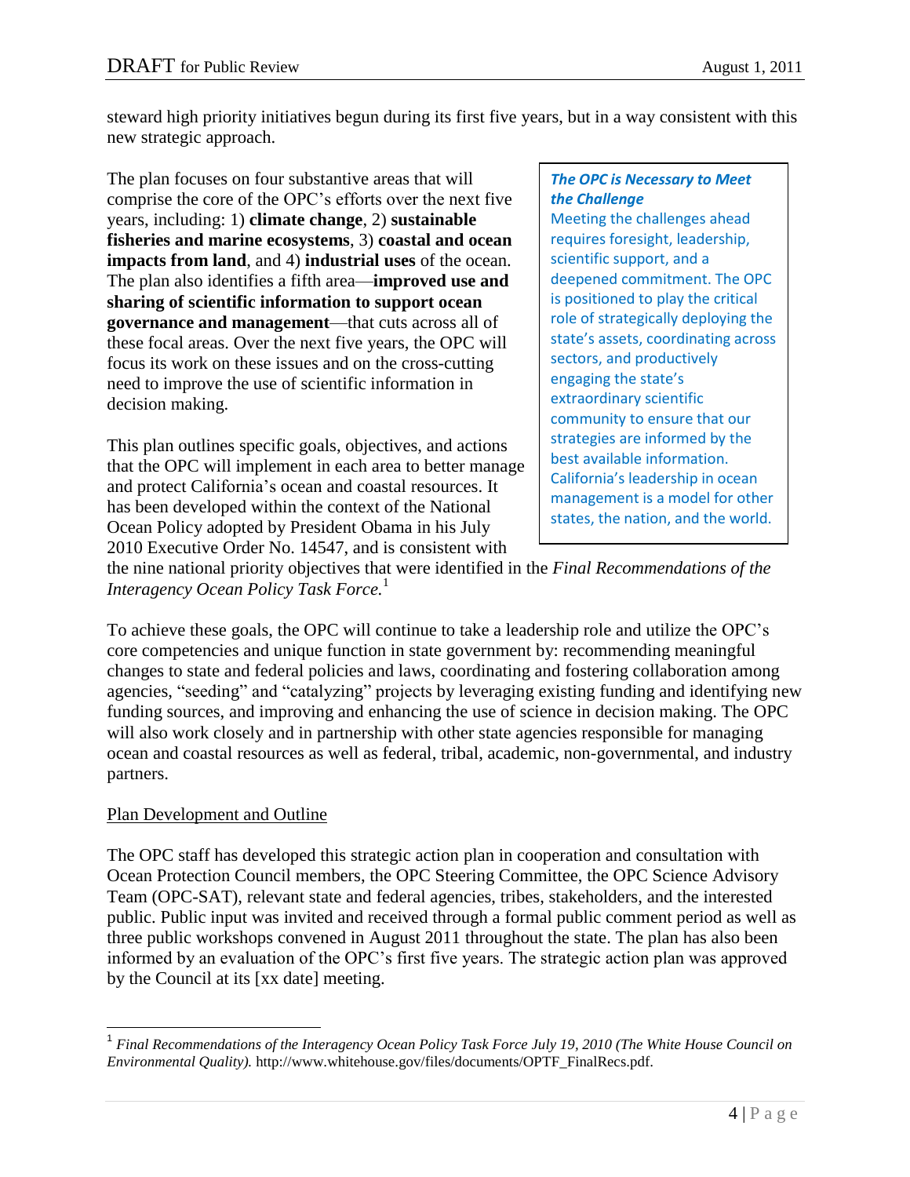steward high priority initiatives begun during its first five years, but in a way consistent with this new strategic approach.

The plan focuses on four substantive areas that will comprise the core of the OPC's efforts over the next five years, including: 1) **climate change**, 2) **sustainable fisheries and marine ecosystems**, 3) **coastal and ocean impacts from land**, and 4) **industrial uses** of the ocean. The plan also identifies a fifth area—**improved use and sharing of scientific information to support ocean governance and management**—that cuts across all of these focal areas. Over the next five years, the OPC will focus its work on these issues and on the cross-cutting need to improve the use of scientific information in decision making.

> ***The OPC is Necessary to Meet the Challenge***
>
> Meeting the challenges ahead requires foresight, leadership, scientific support, and a deepened commitment. The OPC is positioned to play the critical role of strategically deploying the state's assets, coordinating across sectors, and productively engaging the state's extraordinary scientific community to ensure that our strategies are informed by the best available information. California's leadership in ocean management is a model for other states, the nation, and the world.

This plan outlines specific goals, objectives, and actions that the OPC will implement in each area to better manage and protect California's ocean and coastal resources. It has been developed within the context of the National Ocean Policy adopted by President Obama in his July 2010 Executive Order No. 14547, and is consistent with the nine national priority objectives that were identified in the *Final Recommendations of the Interagency Ocean Policy Task Force.*[1]

To achieve these goals, the OPC will continue to take a leadership role and utilize the OPC's core competencies and unique function in state government by: recommending meaningful changes to state and federal policies and laws, coordinating and fostering collaboration among agencies, "seeding" and "catalyzing" projects by leveraging existing funding and identifying new funding sources, and improving and enhancing the use of science in decision making. The OPC will also work closely and in partnership with other state agencies responsible for managing ocean and coastal resources as well as federal, tribal, academic, non-governmental, and industry partners.

Plan Development and Outline

The OPC staff has developed this strategic action plan in cooperation and consultation with Ocean Protection Council members, the OPC Steering Committee, the OPC Science Advisory Team (OPC-SAT), relevant state and federal agencies, tribes, stakeholders, and the interested public. Public input was invited and received through a formal public comment period as well as three public workshops convened in August 2011 throughout the state. The plan has also been informed by an evaluation of the OPC's first five years. The strategic action plan was approved by the Council at its [xx date] meeting.

---

[1] *Final Recommendations of the Interagency Ocean Policy Task Force July 19, 2010 (The White House Council on Environmental Quality).* http://www.whitehouse.gov/files/documents/OPTF_FinalRecs.pdf.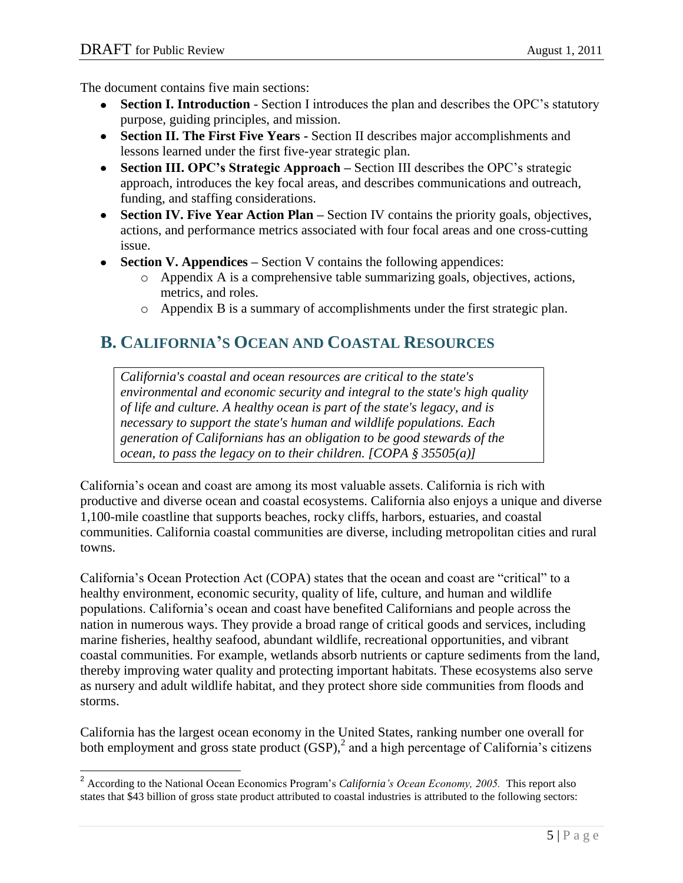The document contains five main sections:

- **Section I. Introduction** - Section I introduces the plan and describes the OPC's statutory purpose, guiding principles, and mission.
- **Section II. The First Five Years** - Section II describes major accomplishments and lessons learned under the first five-year strategic plan.
- **Section III. OPC's Strategic Approach** – Section III describes the OPC's strategic approach, introduces the key focal areas, and describes communications and outreach, funding, and staffing considerations.
- **Section IV. Five Year Action Plan** – Section IV contains the priority goals, objectives, actions, and performance metrics associated with four focal areas and one cross-cutting issue.
- **Section V. Appendices** – Section V contains the following appendices:
    - Appendix A is a comprehensive table summarizing goals, objectives, actions, metrics, and roles.
    - Appendix B is a summary of accomplishments under the first strategic plan.

## B. California's Ocean and Coastal Resources

> *California's coastal and ocean resources are critical to the state's environmental and economic security and integral to the state's high quality of life and culture. A healthy ocean is part of the state's legacy, and is necessary to support the state's human and wildlife populations. Each generation of Californians has an obligation to be good stewards of the ocean, to pass the legacy on to their children. [COPA § 35505(a)]*

California's ocean and coast are among its most valuable assets. California is rich with productive and diverse ocean and coastal ecosystems. California also enjoys a unique and diverse 1,100-mile coastline that supports beaches, rocky cliffs, harbors, estuaries, and coastal communities. California coastal communities are diverse, including metropolitan cities and rural towns.

California's Ocean Protection Act (COPA) states that the ocean and coast are "critical" to a healthy environment, economic security, quality of life, culture, and human and wildlife populations. California's ocean and coast have benefited Californians and people across the nation in numerous ways. They provide a broad range of critical goods and services, including marine fisheries, healthy seafood, abundant wildlife, recreational opportunities, and vibrant coastal communities. For example, wetlands absorb nutrients or capture sediments from the land, thereby improving water quality and protecting important habitats. These ecosystems also serve as nursery and adult wildlife habitat, and they protect shore side communities from floods and storms.

California has the largest ocean economy in the United States, ranking number one overall for both employment and gross state product (GSP),[2] and a high percentage of California's citizens

[2] According to the National Ocean Economics Program's *California's Ocean Economy, 2005.* This report also states that $43 billion of gross state product attributed to coastal industries is attributed to the following sectors: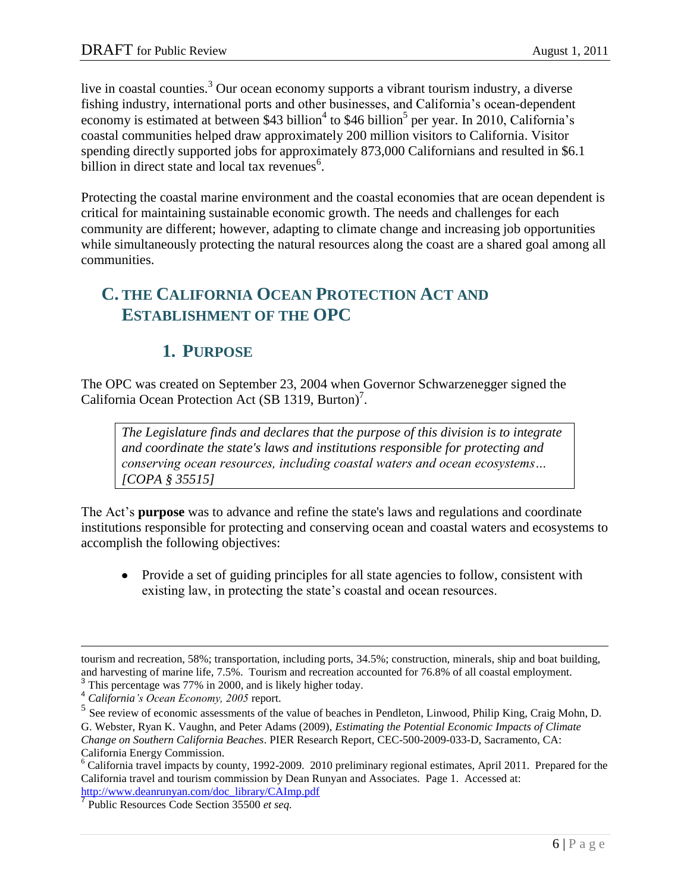live in coastal counties.[3] Our ocean economy supports a vibrant tourism industry, a diverse fishing industry, international ports and other businesses, and California's ocean-dependent economy is estimated at between $43 billion[4] to $46 billion[5] per year. In 2010, California's coastal communities helped draw approximately 200 million visitors to California. Visitor spending directly supported jobs for approximately 873,000 Californians and resulted in $6.1 billion in direct state and local tax revenues[6].

Protecting the coastal marine environment and the coastal economies that are ocean dependent is critical for maintaining sustainable economic growth. The needs and challenges for each community are different; however, adapting to climate change and increasing job opportunities while simultaneously protecting the natural resources along the coast are a shared goal among all communities.

## C. THE CALIFORNIA OCEAN PROTECTION ACT AND ESTABLISHMENT OF THE OPC

### 1. PURPOSE

The OPC was created on September 23, 2004 when Governor Schwarzenegger signed the California Ocean Protection Act (SB 1319, Burton)[7].

> *The Legislature finds and declares that the purpose of this division is to integrate and coordinate the state's laws and institutions responsible for protecting and conserving ocean resources, including coastal waters and ocean ecosystems… [COPA § 35515]*

The Act's **purpose** was to advance and refine the state's laws and regulations and coordinate institutions responsible for protecting and conserving ocean and coastal waters and ecosystems to accomplish the following objectives:

- Provide a set of guiding principles for all state agencies to follow, consistent with existing law, in protecting the state's coastal and ocean resources.

---

tourism and recreation, 58%; transportation, including ports, 34.5%; construction, minerals, ship and boat building, and harvesting of marine life, 7.5%. Tourism and recreation accounted for 76.8% of all coastal employment.

[3] This percentage was 77% in 2000, and is likely higher today.

[4] *California's Ocean Economy, 2005* report.

[5] See review of economic assessments of the value of beaches in Pendleton, Linwood, Philip King, Craig Mohn, D. G. Webster, Ryan K. Vaughn, and Peter Adams (2009), *Estimating the Potential Economic Impacts of Climate Change on Southern California Beaches*. PIER Research Report, CEC-500-2009-033-D, Sacramento, CA: California Energy Commission.

[6] California travel impacts by county, 1992-2009. 2010 preliminary regional estimates, April 2011. Prepared for the California travel and tourism commission by Dean Runyan and Associates. Page 1. Accessed at: http://www.deanrunyan.com/doc_library/CAImp.pdf

[7] Public Resources Code Section 35500 *et seq.*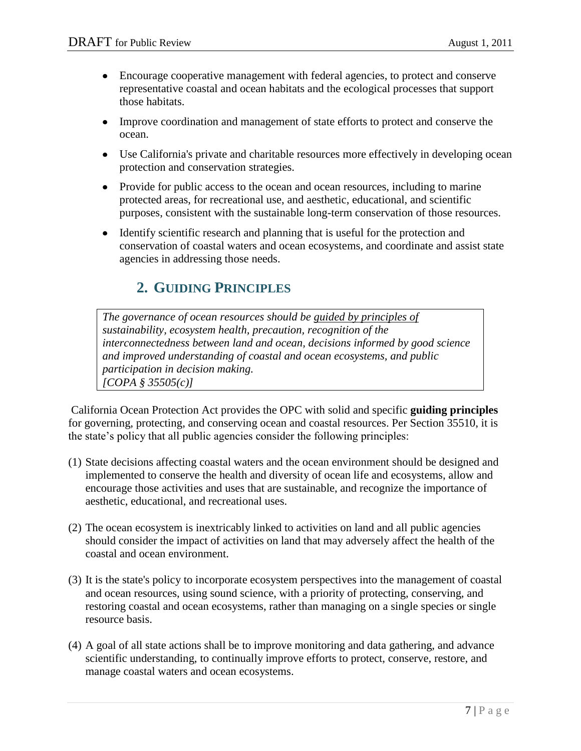- Encourage cooperative management with federal agencies, to protect and conserve representative coastal and ocean habitats and the ecological processes that support those habitats.
- Improve coordination and management of state efforts to protect and conserve the ocean.
- Use California's private and charitable resources more effectively in developing ocean protection and conservation strategies.
- Provide for public access to the ocean and ocean resources, including to marine protected areas, for recreational use, and aesthetic, educational, and scientific purposes, consistent with the sustainable long-term conservation of those resources.
- Identify scientific research and planning that is useful for the protection and conservation of coastal waters and ocean ecosystems, and coordinate and assist state agencies in addressing those needs.

## 2. Guiding Principles

> *The governance of ocean resources should be guided by principles of sustainability, ecosystem health, precaution, recognition of the interconnectedness between land and ocean, decisions informed by good science and improved understanding of coastal and ocean ecosystems, and public participation in decision making.*
> *[COPA § 35505(c)]*

California Ocean Protection Act provides the OPC with solid and specific **guiding principles** for governing, protecting, and conserving ocean and coastal resources. Per Section 35510, it is the state's policy that all public agencies consider the following principles:

(1) State decisions affecting coastal waters and the ocean environment should be designed and implemented to conserve the health and diversity of ocean life and ecosystems, allow and encourage those activities and uses that are sustainable, and recognize the importance of aesthetic, educational, and recreational uses.

(2) The ocean ecosystem is inextricably linked to activities on land and all public agencies should consider the impact of activities on land that may adversely affect the health of the coastal and ocean environment.

(3) It is the state's policy to incorporate ecosystem perspectives into the management of coastal and ocean resources, using sound science, with a priority of protecting, conserving, and restoring coastal and ocean ecosystems, rather than managing on a single species or single resource basis.

(4) A goal of all state actions shall be to improve monitoring and data gathering, and advance scientific understanding, to continually improve efforts to protect, conserve, restore, and manage coastal waters and ocean ecosystems.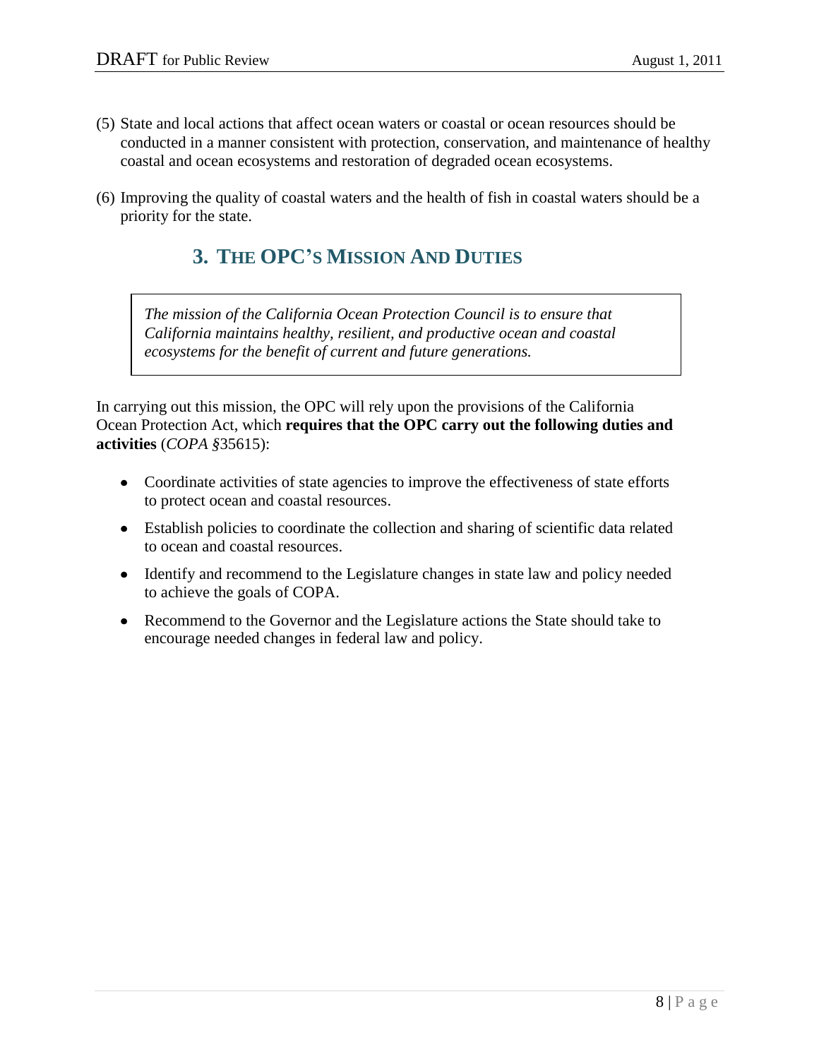(5) State and local actions that affect ocean waters or coastal or ocean resources should be conducted in a manner consistent with protection, conservation, and maintenance of healthy coastal and ocean ecosystems and restoration of degraded ocean ecosystems.

(6) Improving the quality of coastal waters and the health of fish in coastal waters should be a priority for the state.

## 3. THE OPC'S MISSION AND DUTIES

> *The mission of the California Ocean Protection Council is to ensure that California maintains healthy, resilient, and productive ocean and coastal ecosystems for the benefit of current and future generations.*

In carrying out this mission, the OPC will rely upon the provisions of the California Ocean Protection Act, which **requires that the OPC carry out the following duties and activities** (*COPA §*35615):

- Coordinate activities of state agencies to improve the effectiveness of state efforts to protect ocean and coastal resources.
- Establish policies to coordinate the collection and sharing of scientific data related to ocean and coastal resources.
- Identify and recommend to the Legislature changes in state law and policy needed to achieve the goals of COPA.
- Recommend to the Governor and the Legislature actions the State should take to encourage needed changes in federal law and policy.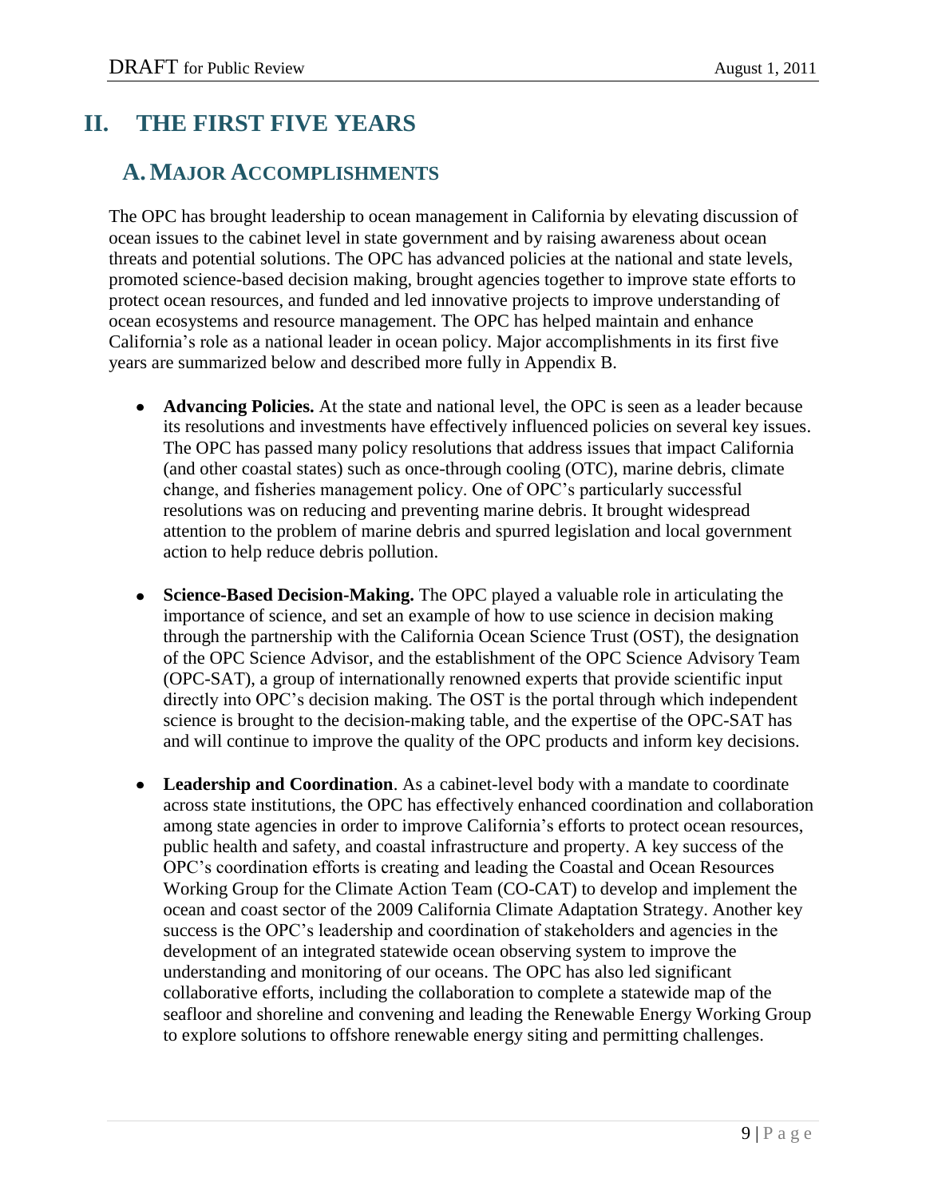# II. THE FIRST FIVE YEARS

## A. MAJOR ACCOMPLISHMENTS

The OPC has brought leadership to ocean management in California by elevating discussion of ocean issues to the cabinet level in state government and by raising awareness about ocean threats and potential solutions. The OPC has advanced policies at the national and state levels, promoted science-based decision making, brought agencies together to improve state efforts to protect ocean resources, and funded and led innovative projects to improve understanding of ocean ecosystems and resource management. The OPC has helped maintain and enhance California's role as a national leader in ocean policy. Major accomplishments in its first five years are summarized below and described more fully in Appendix B.

- **Advancing Policies.** At the state and national level, the OPC is seen as a leader because its resolutions and investments have effectively influenced policies on several key issues. The OPC has passed many policy resolutions that address issues that impact California (and other coastal states) such as once-through cooling (OTC), marine debris, climate change, and fisheries management policy. One of OPC's particularly successful resolutions was on reducing and preventing marine debris. It brought widespread attention to the problem of marine debris and spurred legislation and local government action to help reduce debris pollution.

- **Science-Based Decision-Making.** The OPC played a valuable role in articulating the importance of science, and set an example of how to use science in decision making through the partnership with the California Ocean Science Trust (OST), the designation of the OPC Science Advisor, and the establishment of the OPC Science Advisory Team (OPC-SAT), a group of internationally renowned experts that provide scientific input directly into OPC's decision making. The OST is the portal through which independent science is brought to the decision-making table, and the expertise of the OPC-SAT has and will continue to improve the quality of the OPC products and inform key decisions.

- **Leadership and Coordination**. As a cabinet-level body with a mandate to coordinate across state institutions, the OPC has effectively enhanced coordination and collaboration among state agencies in order to improve California's efforts to protect ocean resources, public health and safety, and coastal infrastructure and property. A key success of the OPC's coordination efforts is creating and leading the Coastal and Ocean Resources Working Group for the Climate Action Team (CO-CAT) to develop and implement the ocean and coast sector of the 2009 California Climate Adaptation Strategy. Another key success is the OPC's leadership and coordination of stakeholders and agencies in the development of an integrated statewide ocean observing system to improve the understanding and monitoring of our oceans. The OPC has also led significant collaborative efforts, including the collaboration to complete a statewide map of the seafloor and shoreline and convening and leading the Renewable Energy Working Group to explore solutions to offshore renewable energy siting and permitting challenges.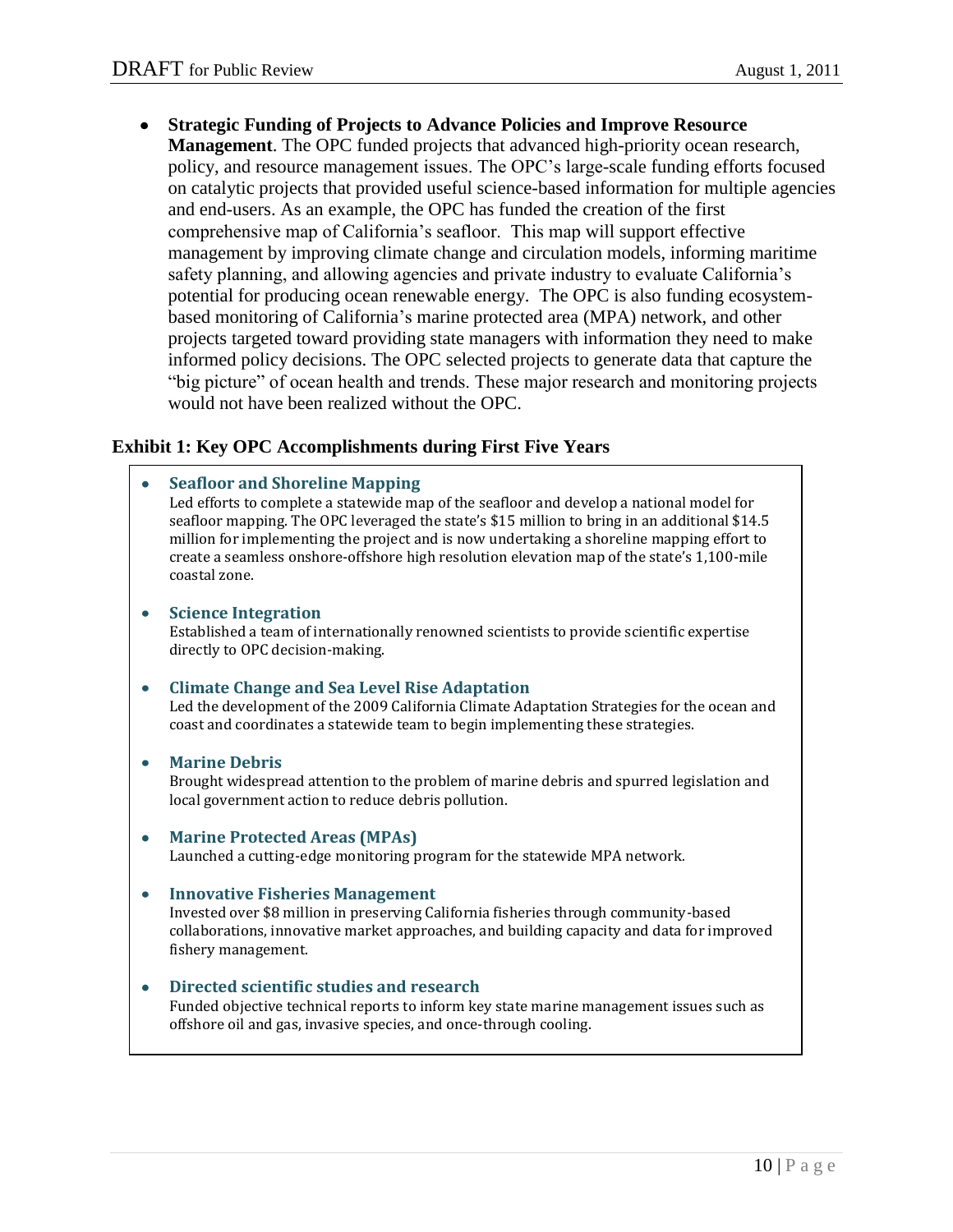- **Strategic Funding of Projects to Advance Policies and Improve Resource Management**. The OPC funded projects that advanced high-priority ocean research, policy, and resource management issues. The OPC's large-scale funding efforts focused on catalytic projects that provided useful science-based information for multiple agencies and end-users. As an example, the OPC has funded the creation of the first comprehensive map of California's seafloor. This map will support effective management by improving climate change and circulation models, informing maritime safety planning, and allowing agencies and private industry to evaluate California's potential for producing ocean renewable energy. The OPC is also funding ecosystem-based monitoring of California's marine protected area (MPA) network, and other projects targeted toward providing state managers with information they need to make informed policy decisions. The OPC selected projects to generate data that capture the "big picture" of ocean health and trends. These major research and monitoring projects would not have been realized without the OPC.

**Exhibit 1: Key OPC Accomplishments during First Five Years**

- **Seafloor and Shoreline Mapping**
  Led efforts to complete a statewide map of the seafloor and develop a national model for seafloor mapping. The OPC leveraged the state's $15 million to bring in an additional $14.5 million for implementing the project and is now undertaking a shoreline mapping effort to create a seamless onshore-offshore high resolution elevation map of the state's 1,100-mile coastal zone.

- **Science Integration**
  Established a team of internationally renowned scientists to provide scientific expertise directly to OPC decision-making.

- **Climate Change and Sea Level Rise Adaptation**
  Led the development of the 2009 California Climate Adaptation Strategies for the ocean and coast and coordinates a statewide team to begin implementing these strategies.

- **Marine Debris**
  Brought widespread attention to the problem of marine debris and spurred legislation and local government action to reduce debris pollution.

- **Marine Protected Areas (MPAs)**
  Launched a cutting-edge monitoring program for the statewide MPA network.

- **Innovative Fisheries Management**
  Invested over $8 million in preserving California fisheries through community-based collaborations, innovative market approaches, and building capacity and data for improved fishery management.

- **Directed scientific studies and research**
  Funded objective technical reports to inform key state marine management issues such as offshore oil and gas, invasive species, and once-through cooling.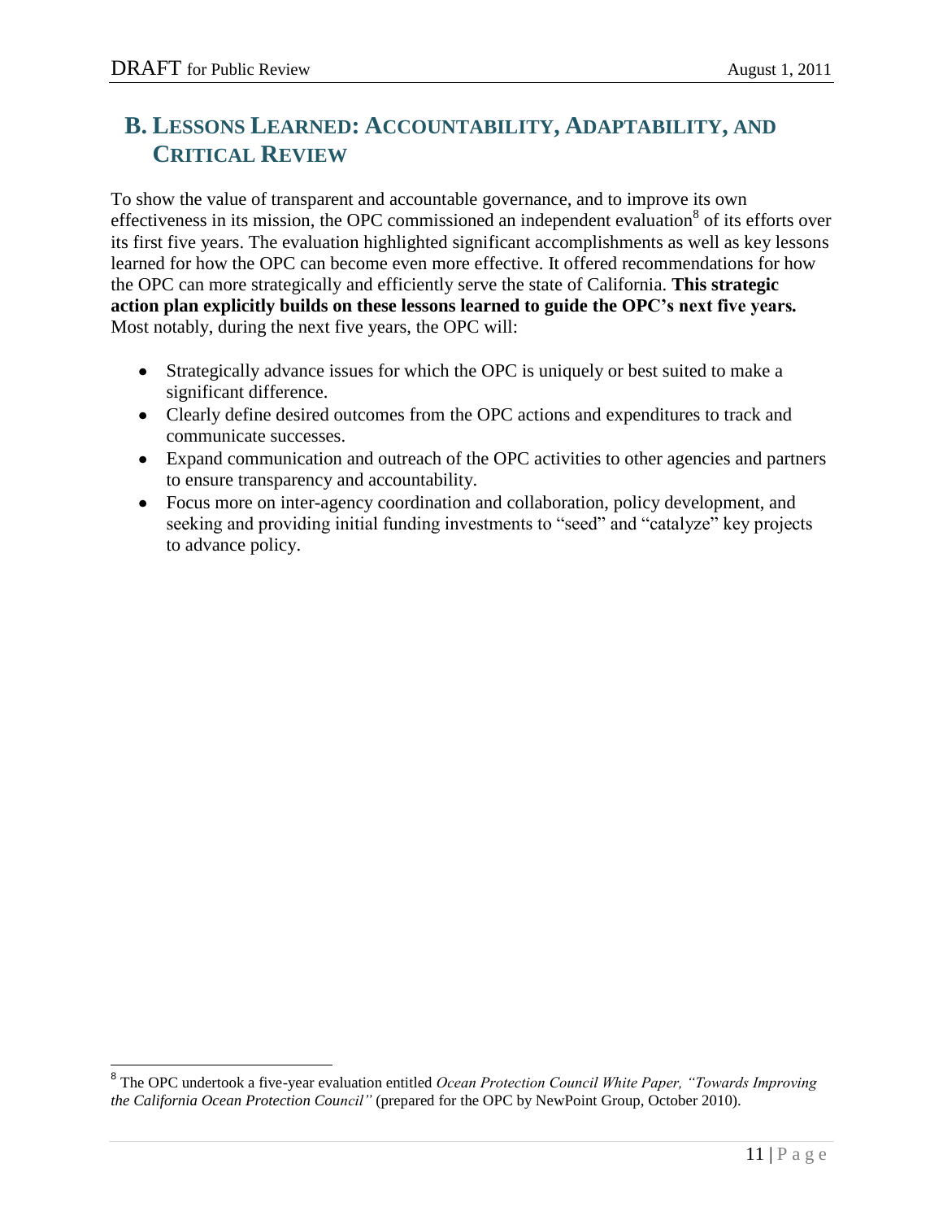## B. Lessons Learned: Accountability, Adaptability, and Critical Review

To show the value of transparent and accountable governance, and to improve its own effectiveness in its mission, the OPC commissioned an independent evaluation[8] of its efforts over its first five years. The evaluation highlighted significant accomplishments as well as key lessons learned for how the OPC can become even more effective. It offered recommendations for how the OPC can more strategically and efficiently serve the state of California. **This strategic action plan explicitly builds on these lessons learned to guide the OPC's next five years.** Most notably, during the next five years, the OPC will:

- Strategically advance issues for which the OPC is uniquely or best suited to make a significant difference.
- Clearly define desired outcomes from the OPC actions and expenditures to track and communicate successes.
- Expand communication and outreach of the OPC activities to other agencies and partners to ensure transparency and accountability.
- Focus more on inter-agency coordination and collaboration, policy development, and seeking and providing initial funding investments to "seed" and "catalyze" key projects to advance policy.

[8] The OPC undertook a five-year evaluation entitled *Ocean Protection Council White Paper, "Towards Improving the California Ocean Protection Council"* (prepared for the OPC by NewPoint Group, October 2010).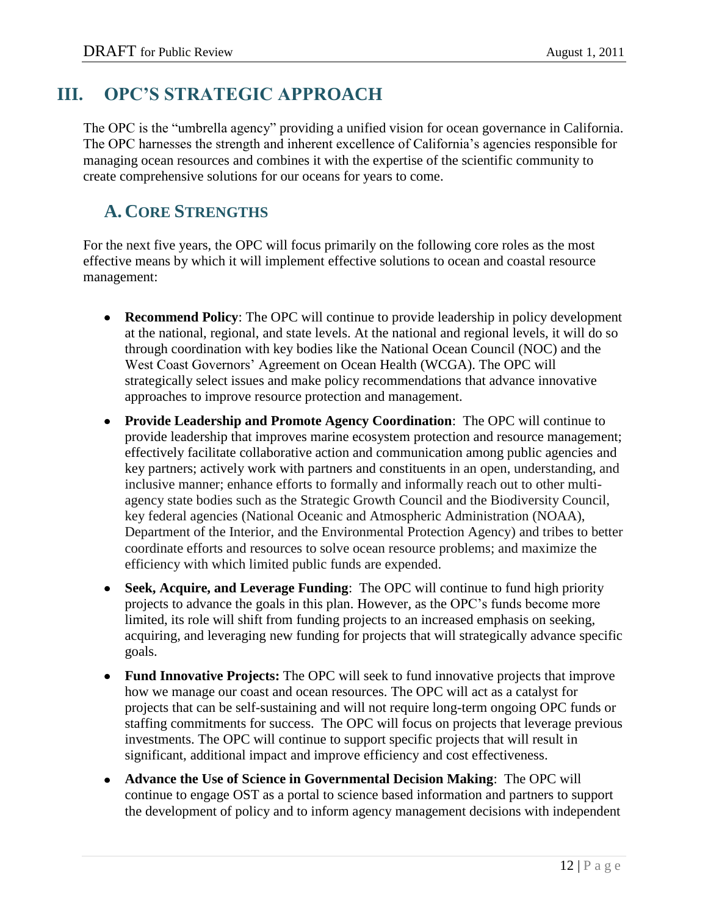# III. OPC'S STRATEGIC APPROACH

The OPC is the "umbrella agency" providing a unified vision for ocean governance in California. The OPC harnesses the strength and inherent excellence of California's agencies responsible for managing ocean resources and combines it with the expertise of the scientific community to create comprehensive solutions for our oceans for years to come.

## A. CORE STRENGTHS

For the next five years, the OPC will focus primarily on the following core roles as the most effective means by which it will implement effective solutions to ocean and coastal resource management:

- **Recommend Policy**: The OPC will continue to provide leadership in policy development at the national, regional, and state levels. At the national and regional levels, it will do so through coordination with key bodies like the National Ocean Council (NOC) and the West Coast Governors' Agreement on Ocean Health (WCGA). The OPC will strategically select issues and make policy recommendations that advance innovative approaches to improve resource protection and management.
- **Provide Leadership and Promote Agency Coordination**: The OPC will continue to provide leadership that improves marine ecosystem protection and resource management; effectively facilitate collaborative action and communication among public agencies and key partners; actively work with partners and constituents in an open, understanding, and inclusive manner; enhance efforts to formally and informally reach out to other multi-agency state bodies such as the Strategic Growth Council and the Biodiversity Council, key federal agencies (National Oceanic and Atmospheric Administration (NOAA), Department of the Interior, and the Environmental Protection Agency) and tribes to better coordinate efforts and resources to solve ocean resource problems; and maximize the efficiency with which limited public funds are expended.
- **Seek, Acquire, and Leverage Funding**: The OPC will continue to fund high priority projects to advance the goals in this plan. However, as the OPC's funds become more limited, its role will shift from funding projects to an increased emphasis on seeking, acquiring, and leveraging new funding for projects that will strategically advance specific goals.
- **Fund Innovative Projects:** The OPC will seek to fund innovative projects that improve how we manage our coast and ocean resources. The OPC will act as a catalyst for projects that can be self-sustaining and will not require long-term ongoing OPC funds or staffing commitments for success. The OPC will focus on projects that leverage previous investments. The OPC will continue to support specific projects that will result in significant, additional impact and improve efficiency and cost effectiveness.
- **Advance the Use of Science in Governmental Decision Making**: The OPC will continue to engage OST as a portal to science based information and partners to support the development of policy and to inform agency management decisions with independent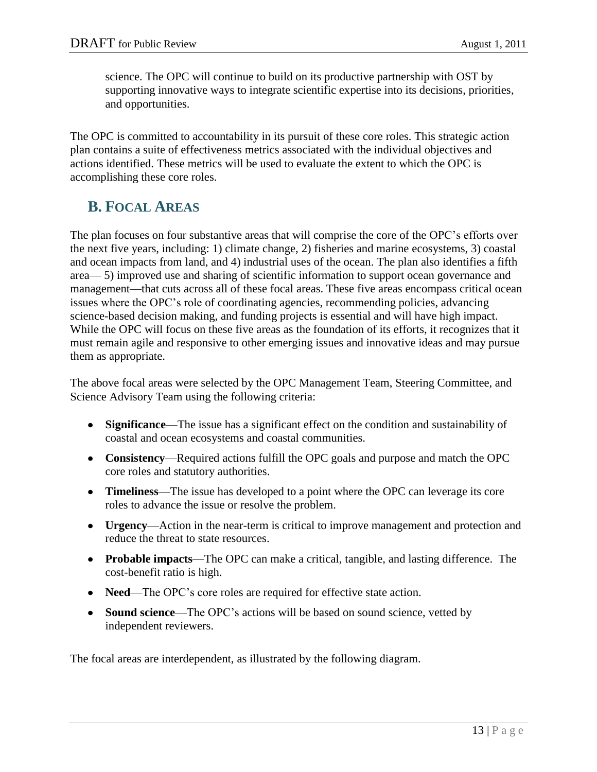science. The OPC will continue to build on its productive partnership with OST by supporting innovative ways to integrate scientific expertise into its decisions, priorities, and opportunities.

The OPC is committed to accountability in its pursuit of these core roles. This strategic action plan contains a suite of effectiveness metrics associated with the individual objectives and actions identified. These metrics will be used to evaluate the extent to which the OPC is accomplishing these core roles.

## B. Focal Areas

The plan focuses on four substantive areas that will comprise the core of the OPC's efforts over the next five years, including: 1) climate change, 2) fisheries and marine ecosystems, 3) coastal and ocean impacts from land, and 4) industrial uses of the ocean. The plan also identifies a fifth area— 5) improved use and sharing of scientific information to support ocean governance and management—that cuts across all of these focal areas. These five areas encompass critical ocean issues where the OPC's role of coordinating agencies, recommending policies, advancing science-based decision making, and funding projects is essential and will have high impact. While the OPC will focus on these five areas as the foundation of its efforts, it recognizes that it must remain agile and responsive to other emerging issues and innovative ideas and may pursue them as appropriate.

The above focal areas were selected by the OPC Management Team, Steering Committee, and Science Advisory Team using the following criteria:

- **Significance**—The issue has a significant effect on the condition and sustainability of coastal and ocean ecosystems and coastal communities.
- **Consistency**—Required actions fulfill the OPC goals and purpose and match the OPC core roles and statutory authorities.
- **Timeliness**—The issue has developed to a point where the OPC can leverage its core roles to advance the issue or resolve the problem.
- **Urgency**—Action in the near-term is critical to improve management and protection and reduce the threat to state resources.
- **Probable impacts**—The OPC can make a critical, tangible, and lasting difference. The cost-benefit ratio is high.
- **Need**—The OPC's core roles are required for effective state action.
- **Sound science**—The OPC's actions will be based on sound science, vetted by independent reviewers.

The focal areas are interdependent, as illustrated by the following diagram.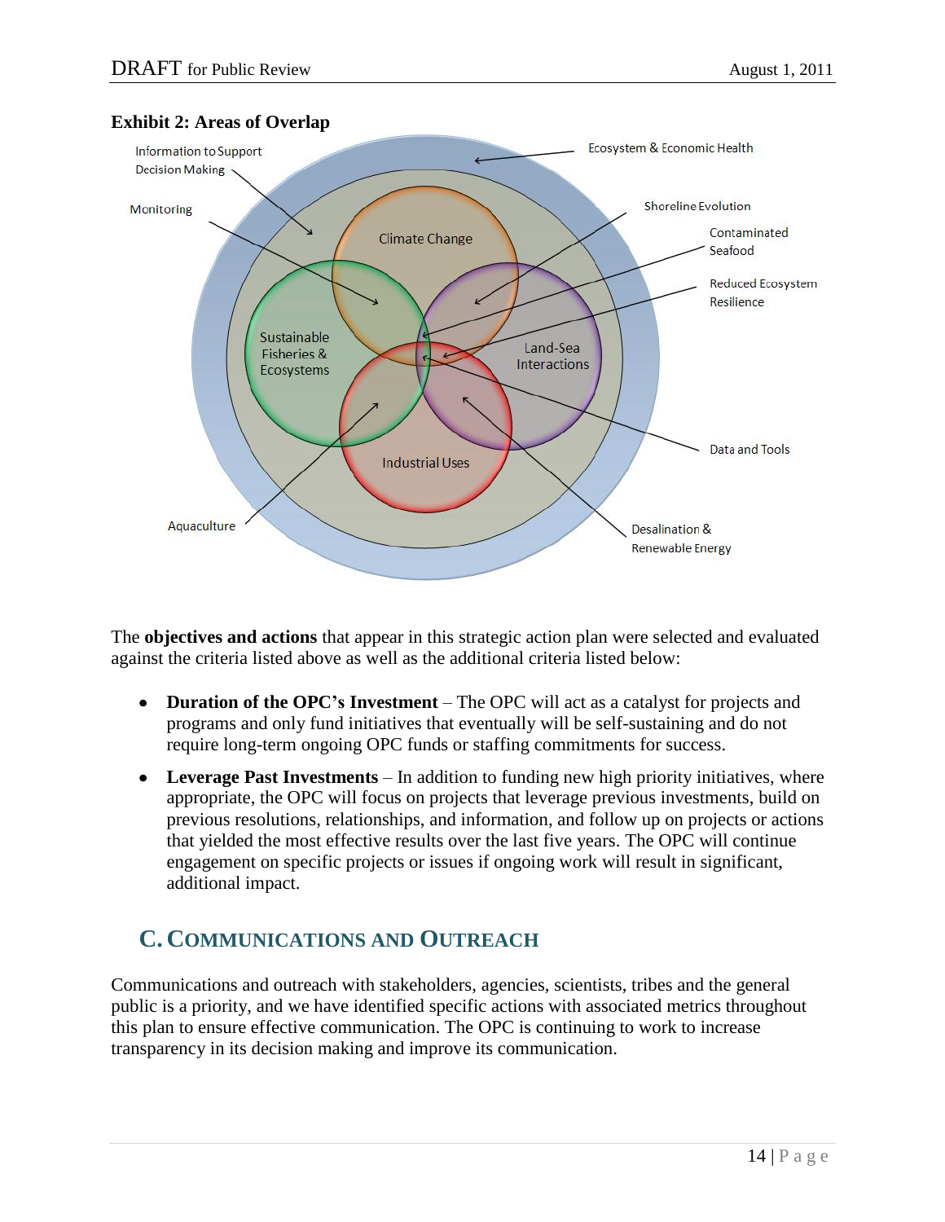**Exhibit 2: Areas of Overlap**

Information to Support Decision Making

Ecosystem & Economic Health

Monitoring

Shoreline Evolution

Climate Change

Contaminated Seafood

Reduced Ecosystem Resilience

Sustainable Fisheries & Ecosystems

Land-Sea Interactions

Data and Tools

Industrial Uses

Aquaculture

Desalination & Renewable Energy

The **objectives and actions** that appear in this strategic action plan were selected and evaluated against the criteria listed above as well as the additional criteria listed below:

- **Duration of the OPC's Investment** – The OPC will act as a catalyst for projects and programs and only fund initiatives that eventually will be self-sustaining and do not require long-term ongoing OPC funds or staffing commitments for success.
- **Leverage Past Investments** – In addition to funding new high priority initiatives, where appropriate, the OPC will focus on projects that leverage previous investments, build on previous resolutions, relationships, and information, and follow up on projects or actions that yielded the most effective results over the last five years. The OPC will continue engagement on specific projects or issues if ongoing work will result in significant, additional impact.

## C. Communications and Outreach

Communications and outreach with stakeholders, agencies, scientists, tribes and the general public is a priority, and we have identified specific actions with associated metrics throughout this plan to ensure effective communication. The OPC is continuing to work to increase transparency in its decision making and improve its communication.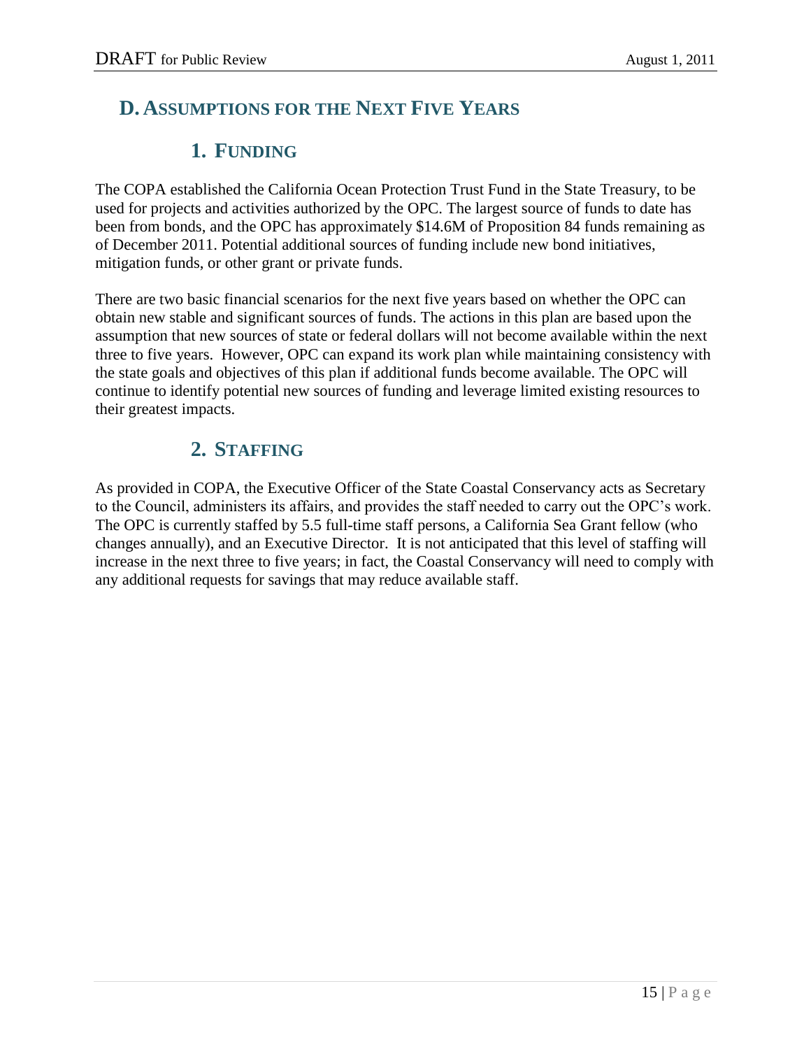## D. Assumptions for the Next Five Years

### 1. Funding

The COPA established the California Ocean Protection Trust Fund in the State Treasury, to be used for projects and activities authorized by the OPC. The largest source of funds to date has been from bonds, and the OPC has approximately $14.6M of Proposition 84 funds remaining as of December 2011. Potential additional sources of funding include new bond initiatives, mitigation funds, or other grant or private funds.

There are two basic financial scenarios for the next five years based on whether the OPC can obtain new stable and significant sources of funds. The actions in this plan are based upon the assumption that new sources of state or federal dollars will not become available within the next three to five years. However, OPC can expand its work plan while maintaining consistency with the state goals and objectives of this plan if additional funds become available. The OPC will continue to identify potential new sources of funding and leverage limited existing resources to their greatest impacts.

### 2. Staffing

As provided in COPA, the Executive Officer of the State Coastal Conservancy acts as Secretary to the Council, administers its affairs, and provides the staff needed to carry out the OPC's work. The OPC is currently staffed by 5.5 full-time staff persons, a California Sea Grant fellow (who changes annually), and an Executive Director. It is not anticipated that this level of staffing will increase in the next three to five years; in fact, the Coastal Conservancy will need to comply with any additional requests for savings that may reduce available staff.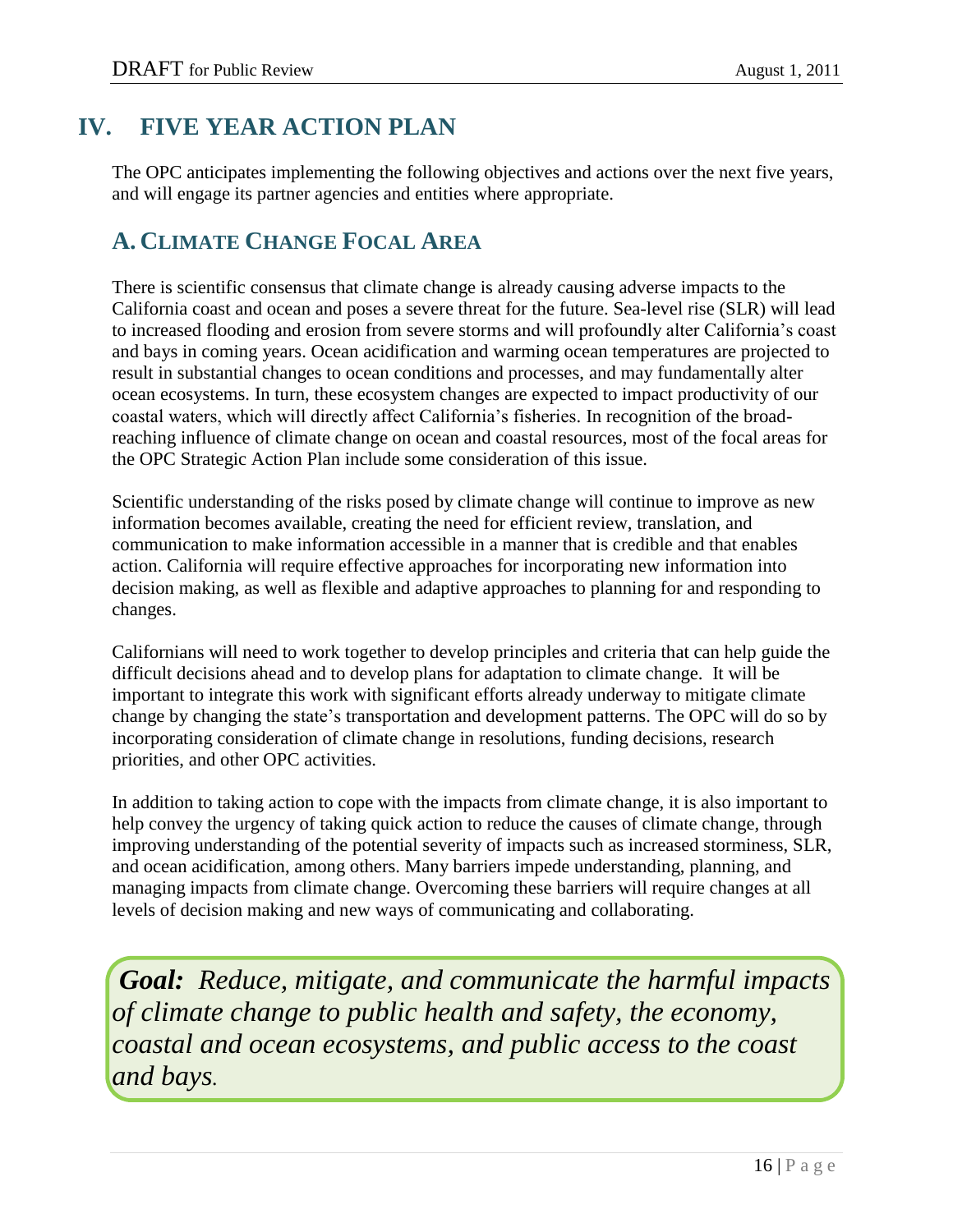# IV. FIVE YEAR ACTION PLAN

The OPC anticipates implementing the following objectives and actions over the next five years, and will engage its partner agencies and entities where appropriate.

## A. CLIMATE CHANGE FOCAL AREA

There is scientific consensus that climate change is already causing adverse impacts to the California coast and ocean and poses a severe threat for the future. Sea-level rise (SLR) will lead to increased flooding and erosion from severe storms and will profoundly alter California's coast and bays in coming years. Ocean acidification and warming ocean temperatures are projected to result in substantial changes to ocean conditions and processes, and may fundamentally alter ocean ecosystems. In turn, these ecosystem changes are expected to impact productivity of our coastal waters, which will directly affect California's fisheries. In recognition of the broad-reaching influence of climate change on ocean and coastal resources, most of the focal areas for the OPC Strategic Action Plan include some consideration of this issue.

Scientific understanding of the risks posed by climate change will continue to improve as new information becomes available, creating the need for efficient review, translation, and communication to make information accessible in a manner that is credible and that enables action. California will require effective approaches for incorporating new information into decision making, as well as flexible and adaptive approaches to planning for and responding to changes.

Californians will need to work together to develop principles and criteria that can help guide the difficult decisions ahead and to develop plans for adaptation to climate change. It will be important to integrate this work with significant efforts already underway to mitigate climate change by changing the state's transportation and development patterns. The OPC will do so by incorporating consideration of climate change in resolutions, funding decisions, research priorities, and other OPC activities.

In addition to taking action to cope with the impacts from climate change, it is also important to help convey the urgency of taking quick action to reduce the causes of climate change, through improving understanding of the potential severity of impacts such as increased storminess, SLR, and ocean acidification, among others. Many barriers impede understanding, planning, and managing impacts from climate change. Overcoming these barriers will require changes at all levels of decision making and new ways of communicating and collaborating.

***Goal:*** *Reduce, mitigate, and communicate the harmful impacts of climate change to public health and safety, the economy, coastal and ocean ecosystems, and public access to the coast and bays.*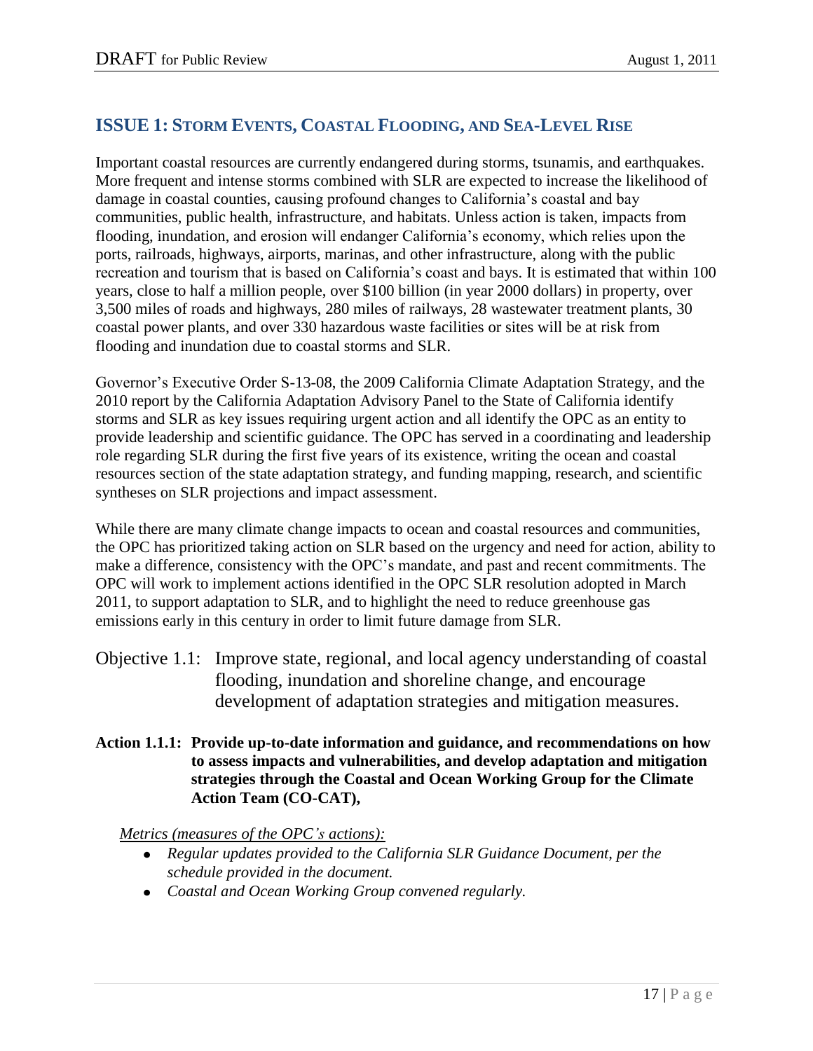## ISSUE 1: STORM EVENTS, COASTAL FLOODING, AND SEA-LEVEL RISE

Important coastal resources are currently endangered during storms, tsunamis, and earthquakes. More frequent and intense storms combined with SLR are expected to increase the likelihood of damage in coastal counties, causing profound changes to California's coastal and bay communities, public health, infrastructure, and habitats. Unless action is taken, impacts from flooding, inundation, and erosion will endanger California's economy, which relies upon the ports, railroads, highways, airports, marinas, and other infrastructure, along with the public recreation and tourism that is based on California's coast and bays. It is estimated that within 100 years, close to half a million people, over $100 billion (in year 2000 dollars) in property, over 3,500 miles of roads and highways, 280 miles of railways, 28 wastewater treatment plants, 30 coastal power plants, and over 330 hazardous waste facilities or sites will be at risk from flooding and inundation due to coastal storms and SLR.

Governor's Executive Order S-13-08, the 2009 California Climate Adaptation Strategy, and the 2010 report by the California Adaptation Advisory Panel to the State of California identify storms and SLR as key issues requiring urgent action and all identify the OPC as an entity to provide leadership and scientific guidance. The OPC has served in a coordinating and leadership role regarding SLR during the first five years of its existence, writing the ocean and coastal resources section of the state adaptation strategy, and funding mapping, research, and scientific syntheses on SLR projections and impact assessment.

While there are many climate change impacts to ocean and coastal resources and communities, the OPC has prioritized taking action on SLR based on the urgency and need for action, ability to make a difference, consistency with the OPC's mandate, and past and recent commitments. The OPC will work to implement actions identified in the OPC SLR resolution adopted in March 2011, to support adaptation to SLR, and to highlight the need to reduce greenhouse gas emissions early in this century in order to limit future damage from SLR.

### Objective 1.1: Improve state, regional, and local agency understanding of coastal flooding, inundation and shoreline change, and encourage development of adaptation strategies and mitigation measures.

**Action 1.1.1: Provide up-to-date information and guidance, and recommendations on how to assess impacts and vulnerabilities, and develop adaptation and mitigation strategies through the Coastal and Ocean Working Group for the Climate Action Team (CO-CAT),**

Metrics (measures of the OPC's actions):

- *Regular updates provided to the California SLR Guidance Document, per the schedule provided in the document.*
- *Coastal and Ocean Working Group convened regularly.*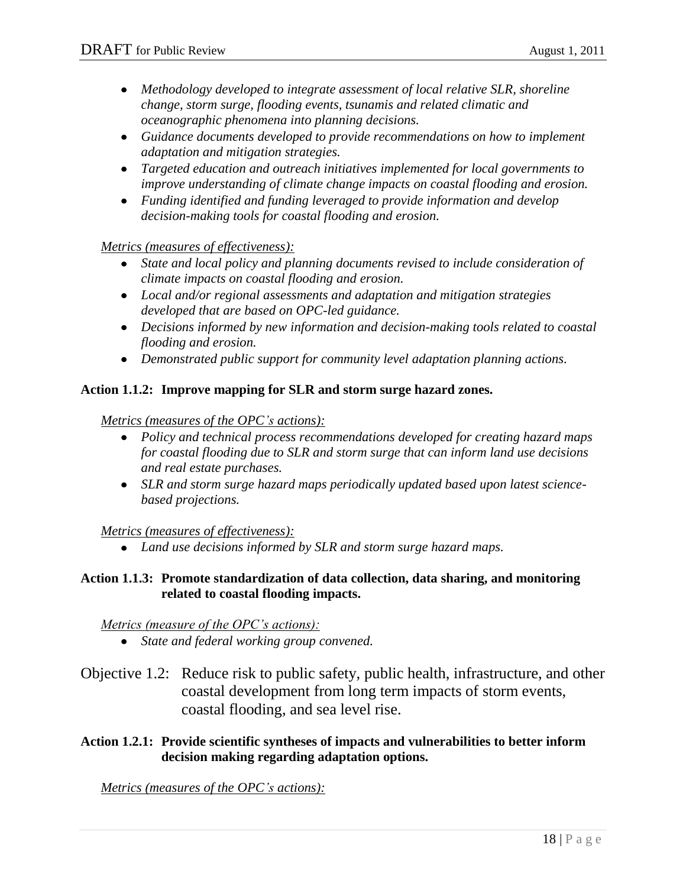- *Methodology developed to integrate assessment of local relative SLR, shoreline change, storm surge, flooding events, tsunamis and related climatic and oceanographic phenomena into planning decisions.*
- *Guidance documents developed to provide recommendations on how to implement adaptation and mitigation strategies.*
- *Targeted education and outreach initiatives implemented for local governments to improve understanding of climate change impacts on coastal flooding and erosion.*
- *Funding identified and funding leveraged to provide information and develop decision-making tools for coastal flooding and erosion.*

*Metrics (measures of effectiveness):*

- *State and local policy and planning documents revised to include consideration of climate impacts on coastal flooding and erosion.*
- *Local and/or regional assessments and adaptation and mitigation strategies developed that are based on OPC-led guidance.*
- *Decisions informed by new information and decision-making tools related to coastal flooding and erosion.*
- *Demonstrated public support for community level adaptation planning actions.*

**Action 1.1.2: Improve mapping for SLR and storm surge hazard zones.**

*Metrics (measures of the OPC's actions):*

- *Policy and technical process recommendations developed for creating hazard maps for coastal flooding due to SLR and storm surge that can inform land use decisions and real estate purchases.*
- *SLR and storm surge hazard maps periodically updated based upon latest science-based projections.*

*Metrics (measures of effectiveness):*

- *Land use decisions informed by SLR and storm surge hazard maps.*

**Action 1.1.3: Promote standardization of data collection, data sharing, and monitoring related to coastal flooding impacts.**

*Metrics (measure of the OPC's actions):*

- *State and federal working group convened.*

## Objective 1.2: Reduce risk to public safety, public health, infrastructure, and other coastal development from long term impacts of storm events, coastal flooding, and sea level rise.

**Action 1.2.1: Provide scientific syntheses of impacts and vulnerabilities to better inform decision making regarding adaptation options.**

*Metrics (measures of the OPC's actions):*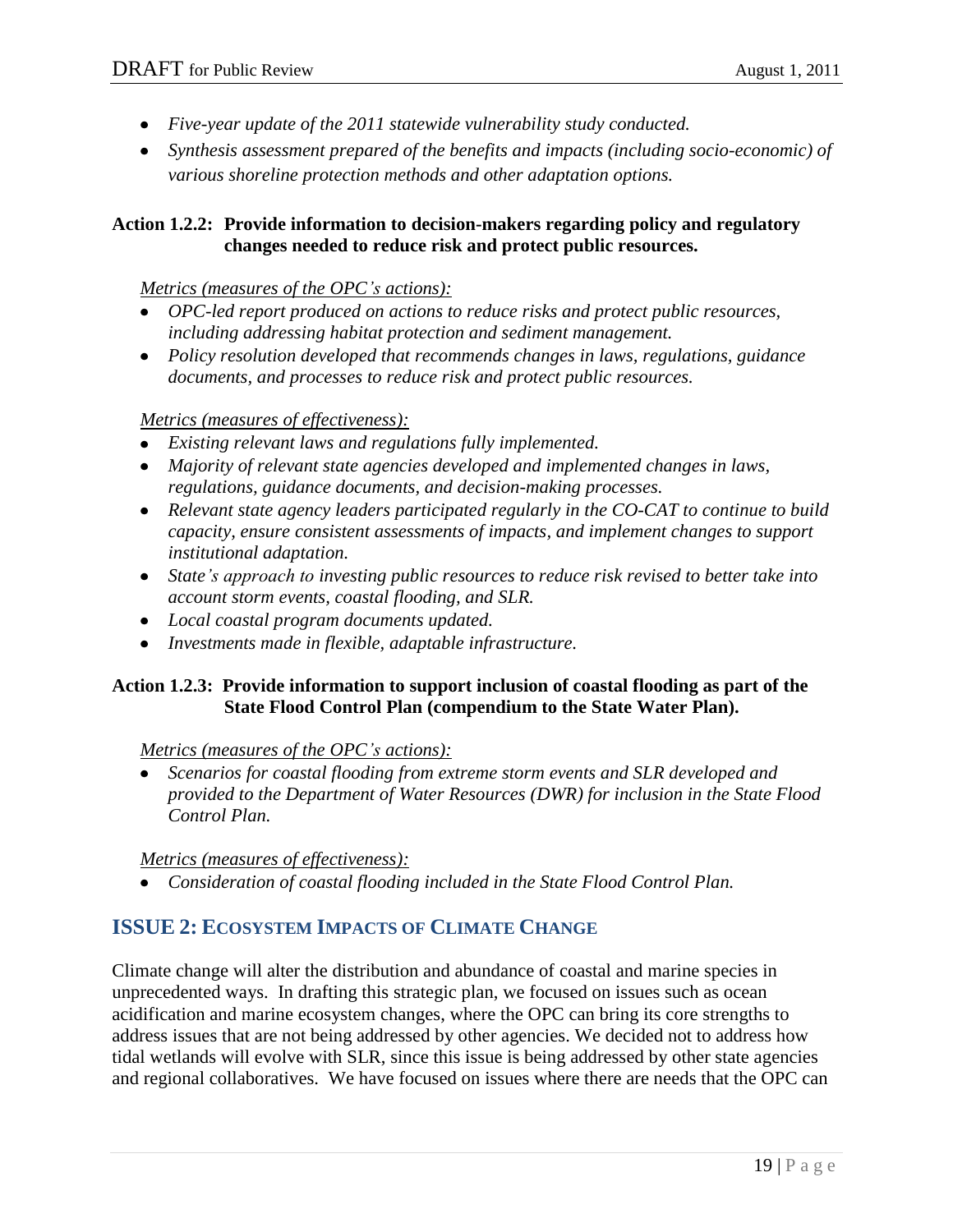- *Five-year update of the 2011 statewide vulnerability study conducted.*
- *Synthesis assessment prepared of the benefits and impacts (including socio-economic) of various shoreline protection methods and other adaptation options.*

**Action 1.2.2: Provide information to decision-makers regarding policy and regulatory changes needed to reduce risk and protect public resources.**

*Metrics (measures of the OPC's actions):*

- *OPC-led report produced on actions to reduce risks and protect public resources, including addressing habitat protection and sediment management.*
- *Policy resolution developed that recommends changes in laws, regulations, guidance documents, and processes to reduce risk and protect public resources.*

*Metrics (measures of effectiveness):*

- *Existing relevant laws and regulations fully implemented.*
- *Majority of relevant state agencies developed and implemented changes in laws, regulations, guidance documents, and decision-making processes.*
- *Relevant state agency leaders participated regularly in the CO-CAT to continue to build capacity, ensure consistent assessments of impacts, and implement changes to support institutional adaptation.*
- *State's approach to investing public resources to reduce risk revised to better take into account storm events, coastal flooding, and SLR.*
- *Local coastal program documents updated.*
- *Investments made in flexible, adaptable infrastructure.*

**Action 1.2.3: Provide information to support inclusion of coastal flooding as part of the State Flood Control Plan (compendium to the State Water Plan).**

*Metrics (measures of the OPC's actions):*

- *Scenarios for coastal flooding from extreme storm events and SLR developed and provided to the Department of Water Resources (DWR) for inclusion in the State Flood Control Plan.*

*Metrics (measures of effectiveness):*

- *Consideration of coastal flooding included in the State Flood Control Plan.*

## ISSUE 2: ECOSYSTEM IMPACTS OF CLIMATE CHANGE

Climate change will alter the distribution and abundance of coastal and marine species in unprecedented ways. In drafting this strategic plan, we focused on issues such as ocean acidification and marine ecosystem changes, where the OPC can bring its core strengths to address issues that are not being addressed by other agencies. We decided not to address how tidal wetlands will evolve with SLR, since this issue is being addressed by other state agencies and regional collaboratives. We have focused on issues where there are needs that the OPC can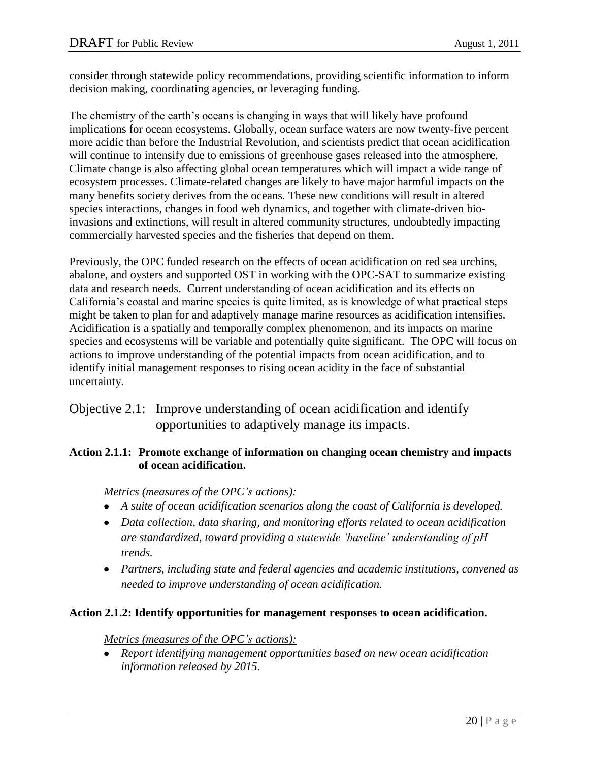consider through statewide policy recommendations, providing scientific information to inform decision making, coordinating agencies, or leveraging funding.

The chemistry of the earth's oceans is changing in ways that will likely have profound implications for ocean ecosystems. Globally, ocean surface waters are now twenty-five percent more acidic than before the Industrial Revolution, and scientists predict that ocean acidification will continue to intensify due to emissions of greenhouse gases released into the atmosphere. Climate change is also affecting global ocean temperatures which will impact a wide range of ecosystem processes. Climate-related changes are likely to have major harmful impacts on the many benefits society derives from the oceans. These new conditions will result in altered species interactions, changes in food web dynamics, and together with climate-driven bio-invasions and extinctions, will result in altered community structures, undoubtedly impacting commercially harvested species and the fisheries that depend on them.

Previously, the OPC funded research on the effects of ocean acidification on red sea urchins, abalone, and oysters and supported OST in working with the OPC-SAT to summarize existing data and research needs. Current understanding of ocean acidification and its effects on California's coastal and marine species is quite limited, as is knowledge of what practical steps might be taken to plan for and adaptively manage marine resources as acidification intensifies. Acidification is a spatially and temporally complex phenomenon, and its impacts on marine species and ecosystems will be variable and potentially quite significant. The OPC will focus on actions to improve understanding of the potential impacts from ocean acidification, and to identify initial management responses to rising ocean acidity in the face of substantial uncertainty.

## Objective 2.1: Improve understanding of ocean acidification and identify opportunities to adaptively manage its impacts.

### Action 2.1.1: Promote exchange of information on changing ocean chemistry and impacts of ocean acidification.

*Metrics (measures of the OPC's actions):*

- *A suite of ocean acidification scenarios along the coast of California is developed.*
- *Data collection, data sharing, and monitoring efforts related to ocean acidification are standardized, toward providing a statewide 'baseline' understanding of pH trends.*
- *Partners, including state and federal agencies and academic institutions, convened as needed to improve understanding of ocean acidification.*

### Action 2.1.2: Identify opportunities for management responses to ocean acidification.

*Metrics (measures of the OPC's actions):*

- *Report identifying management opportunities based on new ocean acidification information released by 2015.*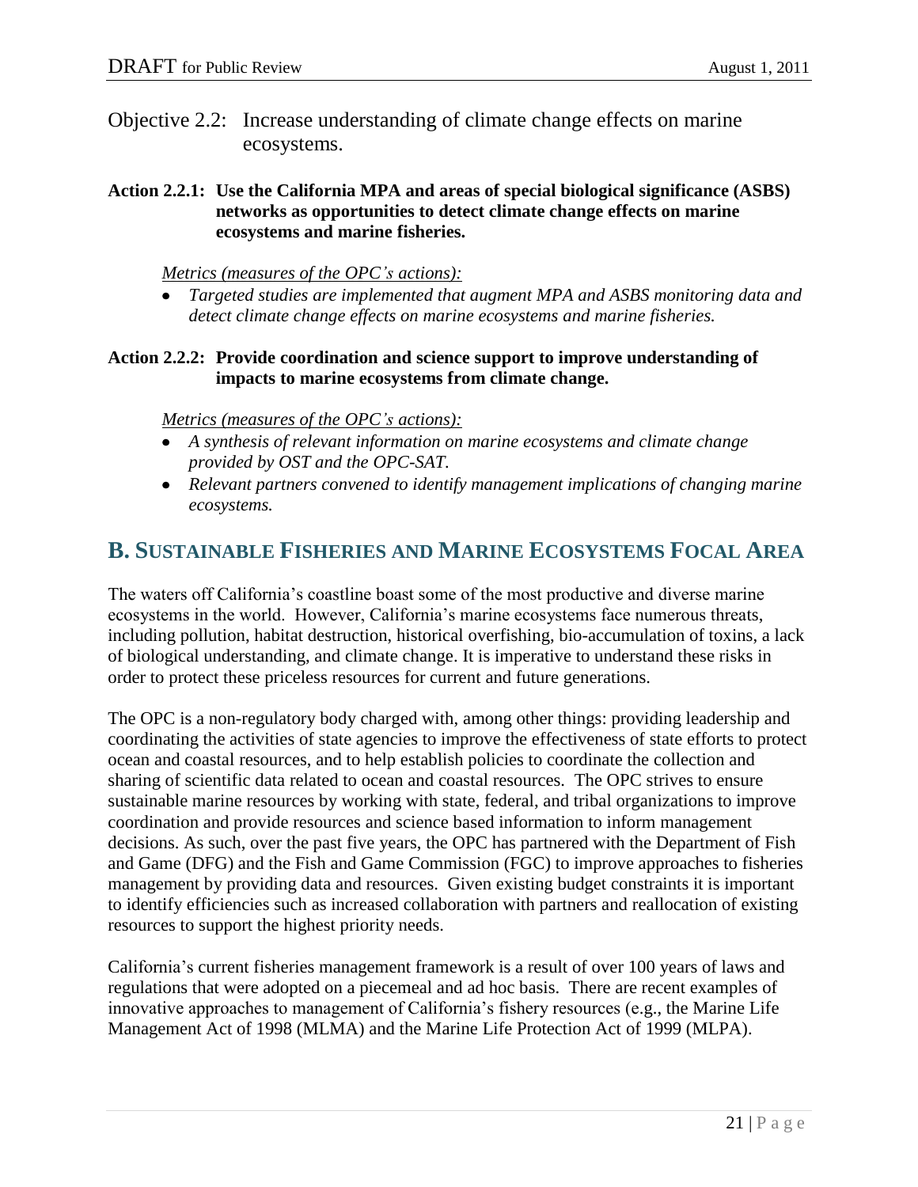### Objective 2.2: Increase understanding of climate change effects on marine ecosystems.

**Action 2.2.1: Use the California MPA and areas of special biological significance (ASBS) networks as opportunities to detect climate change effects on marine ecosystems and marine fisheries.**

*Metrics (measures of the OPC's actions):*

- *Targeted studies are implemented that augment MPA and ASBS monitoring data and detect climate change effects on marine ecosystems and marine fisheries.*

**Action 2.2.2: Provide coordination and science support to improve understanding of impacts to marine ecosystems from climate change.**

*Metrics (measures of the OPC's actions):*

- *A synthesis of relevant information on marine ecosystems and climate change provided by OST and the OPC-SAT.*
- *Relevant partners convened to identify management implications of changing marine ecosystems.*

## B. Sustainable Fisheries and Marine Ecosystems Focal Area

The waters off California's coastline boast some of the most productive and diverse marine ecosystems in the world. However, California's marine ecosystems face numerous threats, including pollution, habitat destruction, historical overfishing, bio-accumulation of toxins, a lack of biological understanding, and climate change. It is imperative to understand these risks in order to protect these priceless resources for current and future generations.

The OPC is a non-regulatory body charged with, among other things: providing leadership and coordinating the activities of state agencies to improve the effectiveness of state efforts to protect ocean and coastal resources, and to help establish policies to coordinate the collection and sharing of scientific data related to ocean and coastal resources. The OPC strives to ensure sustainable marine resources by working with state, federal, and tribal organizations to improve coordination and provide resources and science based information to inform management decisions. As such, over the past five years, the OPC has partnered with the Department of Fish and Game (DFG) and the Fish and Game Commission (FGC) to improve approaches to fisheries management by providing data and resources. Given existing budget constraints it is important to identify efficiencies such as increased collaboration with partners and reallocation of existing resources to support the highest priority needs.

California's current fisheries management framework is a result of over 100 years of laws and regulations that were adopted on a piecemeal and ad hoc basis. There are recent examples of innovative approaches to management of California's fishery resources (e.g., the Marine Life Management Act of 1998 (MLMA) and the Marine Life Protection Act of 1999 (MLPA).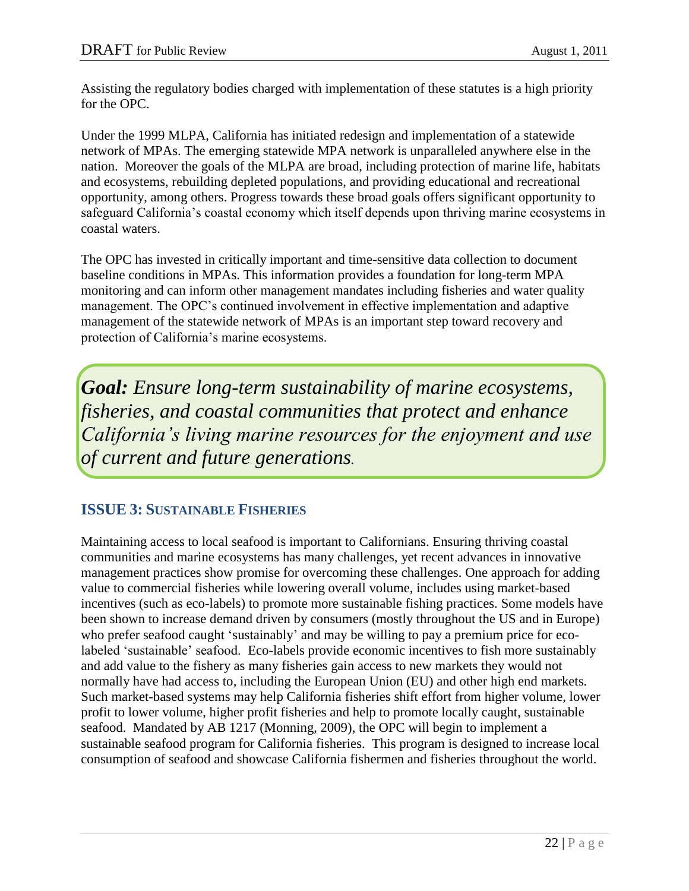Assisting the regulatory bodies charged with implementation of these statutes is a high priority for the OPC.

Under the 1999 MLPA, California has initiated redesign and implementation of a statewide network of MPAs. The emerging statewide MPA network is unparalleled anywhere else in the nation. Moreover the goals of the MLPA are broad, including protection of marine life, habitats and ecosystems, rebuilding depleted populations, and providing educational and recreational opportunity, among others. Progress towards these broad goals offers significant opportunity to safeguard California's coastal economy which itself depends upon thriving marine ecosystems in coastal waters.

The OPC has invested in critically important and time-sensitive data collection to document baseline conditions in MPAs. This information provides a foundation for long-term MPA monitoring and can inform other management mandates including fisheries and water quality management. The OPC's continued involvement in effective implementation and adaptive management of the statewide network of MPAs is an important step toward recovery and protection of California's marine ecosystems.

> ***Goal:*** *Ensure long-term sustainability of marine ecosystems, fisheries, and coastal communities that protect and enhance California's living marine resources for the enjoyment and use of current and future generations.*

## ISSUE 3: SUSTAINABLE FISHERIES

Maintaining access to local seafood is important to Californians. Ensuring thriving coastal communities and marine ecosystems has many challenges, yet recent advances in innovative management practices show promise for overcoming these challenges. One approach for adding value to commercial fisheries while lowering overall volume, includes using market-based incentives (such as eco-labels) to promote more sustainable fishing practices. Some models have been shown to increase demand driven by consumers (mostly throughout the US and in Europe) who prefer seafood caught 'sustainably' and may be willing to pay a premium price for eco-labeled 'sustainable' seafood. Eco-labels provide economic incentives to fish more sustainably and add value to the fishery as many fisheries gain access to new markets they would not normally have had access to, including the European Union (EU) and other high end markets. Such market-based systems may help California fisheries shift effort from higher volume, lower profit to lower volume, higher profit fisheries and help to promote locally caught, sustainable seafood. Mandated by AB 1217 (Monning, 2009), the OPC will begin to implement a sustainable seafood program for California fisheries. This program is designed to increase local consumption of seafood and showcase California fishermen and fisheries throughout the world.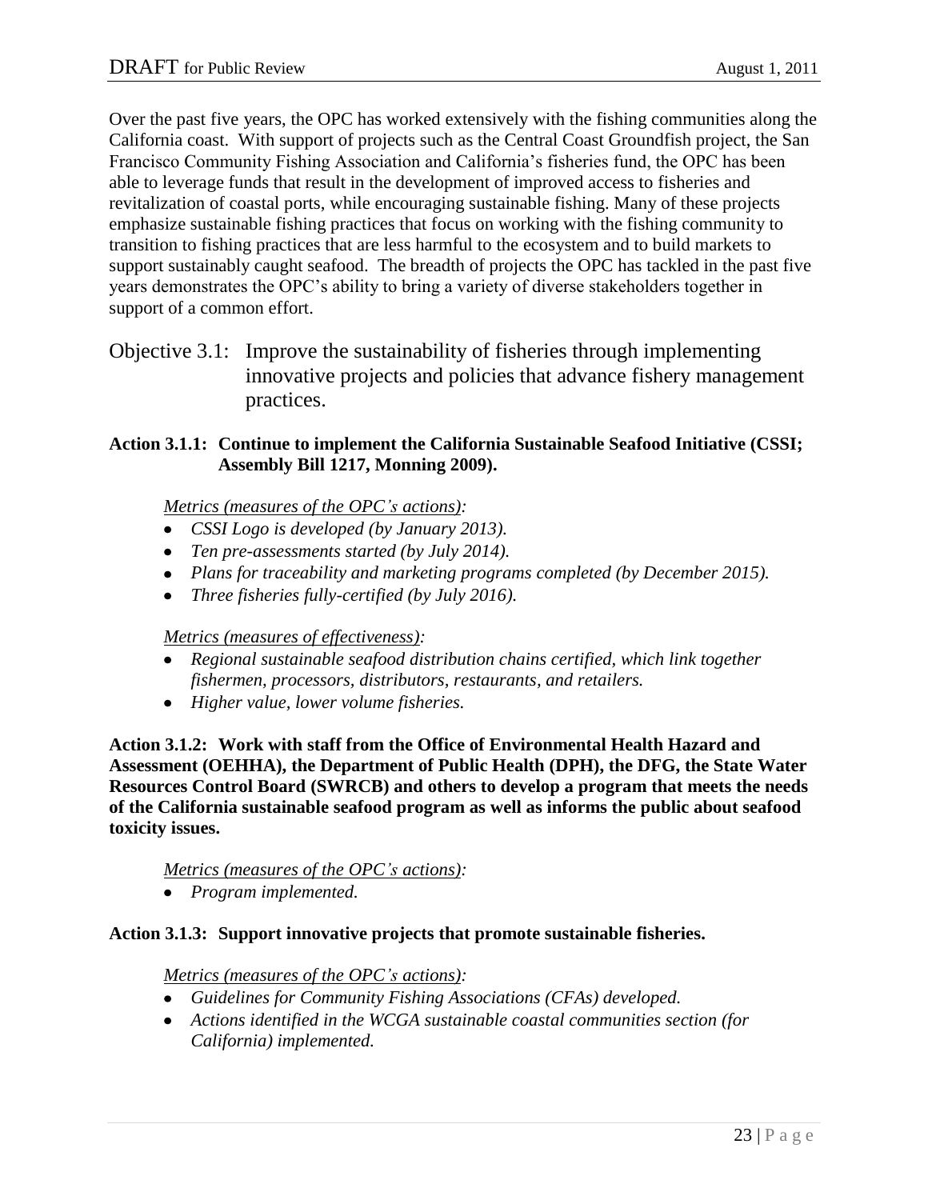Over the past five years, the OPC has worked extensively with the fishing communities along the California coast. With support of projects such as the Central Coast Groundfish project, the San Francisco Community Fishing Association and California's fisheries fund, the OPC has been able to leverage funds that result in the development of improved access to fisheries and revitalization of coastal ports, while encouraging sustainable fishing. Many of these projects emphasize sustainable fishing practices that focus on working with the fishing community to transition to fishing practices that are less harmful to the ecosystem and to build markets to support sustainably caught seafood. The breadth of projects the OPC has tackled in the past five years demonstrates the OPC's ability to bring a variety of diverse stakeholders together in support of a common effort.

## Objective 3.1: Improve the sustainability of fisheries through implementing innovative projects and policies that advance fishery management practices.

**Action 3.1.1: Continue to implement the California Sustainable Seafood Initiative (CSSI; Assembly Bill 1217, Monning 2009).**

*Metrics (measures of the OPC's actions):*

- *CSSI Logo is developed (by January 2013).*
- *Ten pre-assessments started (by July 2014).*
- *Plans for traceability and marketing programs completed (by December 2015).*
- *Three fisheries fully-certified (by July 2016).*

*Metrics (measures of effectiveness):*

- *Regional sustainable seafood distribution chains certified, which link together fishermen, processors, distributors, restaurants, and retailers.*
- *Higher value, lower volume fisheries.*

**Action 3.1.2: Work with staff from the Office of Environmental Health Hazard and Assessment (OEHHA), the Department of Public Health (DPH), the DFG, the State Water Resources Control Board (SWRCB) and others to develop a program that meets the needs of the California sustainable seafood program as well as informs the public about seafood toxicity issues.**

*Metrics (measures of the OPC's actions):*

- *Program implemented.*

**Action 3.1.3: Support innovative projects that promote sustainable fisheries.**

*Metrics (measures of the OPC's actions):*

- *Guidelines for Community Fishing Associations (CFAs) developed.*
- *Actions identified in the WCGA sustainable coastal communities section (for California) implemented.*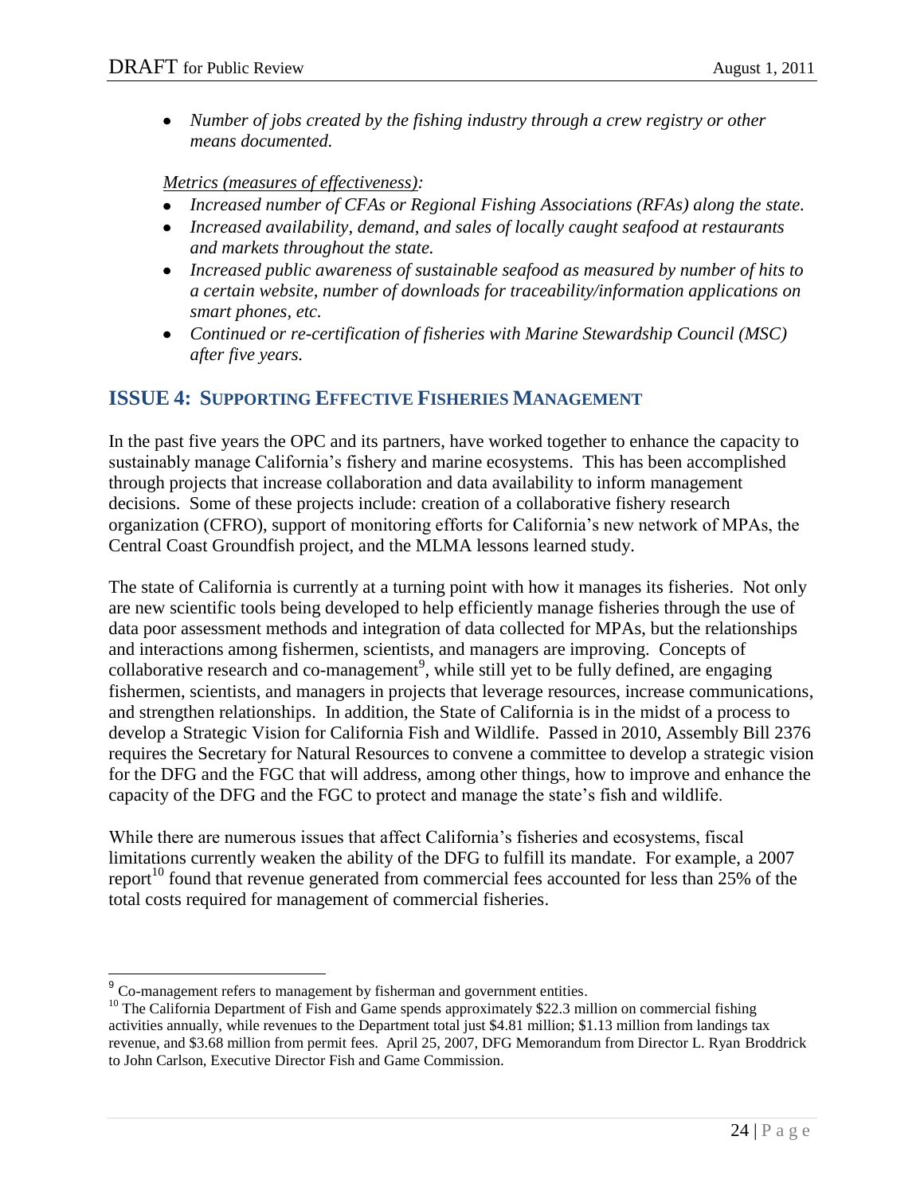- *Number of jobs created by the fishing industry through a crew registry or other means documented.*

*Metrics (measures of effectiveness):*

- *Increased number of CFAs or Regional Fishing Associations (RFAs) along the state.*
- *Increased availability, demand, and sales of locally caught seafood at restaurants and markets throughout the state.*
- *Increased public awareness of sustainable seafood as measured by number of hits to a certain website, number of downloads for traceability/information applications on smart phones, etc.*
- *Continued or re-certification of fisheries with Marine Stewardship Council (MSC) after five years.*

## ISSUE 4: SUPPORTING EFFECTIVE FISHERIES MANAGEMENT

In the past five years the OPC and its partners, have worked together to enhance the capacity to sustainably manage California's fishery and marine ecosystems. This has been accomplished through projects that increase collaboration and data availability to inform management decisions. Some of these projects include: creation of a collaborative fishery research organization (CFRO), support of monitoring efforts for California's new network of MPAs, the Central Coast Groundfish project, and the MLMA lessons learned study.

The state of California is currently at a turning point with how it manages its fisheries. Not only are new scientific tools being developed to help efficiently manage fisheries through the use of data poor assessment methods and integration of data collected for MPAs, but the relationships and interactions among fishermen, scientists, and managers are improving. Concepts of collaborative research and co-management[9], while still yet to be fully defined, are engaging fishermen, scientists, and managers in projects that leverage resources, increase communications, and strengthen relationships. In addition, the State of California is in the midst of a process to develop a Strategic Vision for California Fish and Wildlife. Passed in 2010, Assembly Bill 2376 requires the Secretary for Natural Resources to convene a committee to develop a strategic vision for the DFG and the FGC that will address, among other things, how to improve and enhance the capacity of the DFG and the FGC to protect and manage the state's fish and wildlife.

While there are numerous issues that affect California's fisheries and ecosystems, fiscal limitations currently weaken the ability of the DFG to fulfill its mandate. For example, a 2007 report[10] found that revenue generated from commercial fees accounted for less than 25% of the total costs required for management of commercial fisheries.

---

[9] Co-management refers to management by fisherman and government entities.

[10] The California Department of Fish and Game spends approximately $22.3 million on commercial fishing activities annually, while revenues to the Department total just $4.81 million; $1.13 million from landings tax revenue, and $3.68 million from permit fees. April 25, 2007, DFG Memorandum from Director L. Ryan Broddrick to John Carlson, Executive Director Fish and Game Commission.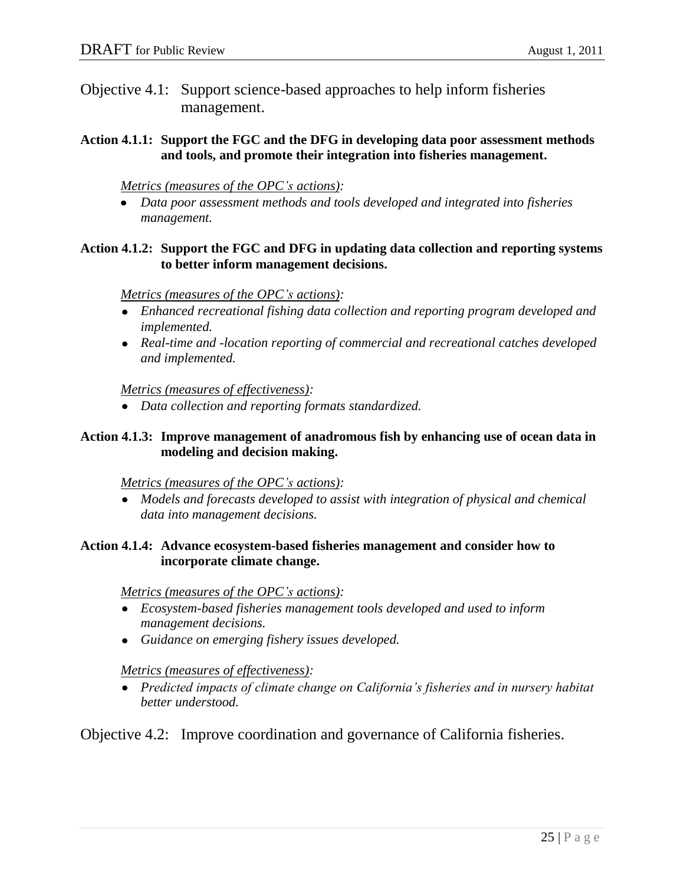## Objective 4.1: Support science-based approaches to help inform fisheries management.

**Action 4.1.1: Support the FGC and the DFG in developing data poor assessment methods and tools, and promote their integration into fisheries management.**

*Metrics (measures of the OPC's actions):*

- *Data poor assessment methods and tools developed and integrated into fisheries management.*

**Action 4.1.2: Support the FGC and DFG in updating data collection and reporting systems to better inform management decisions.**

*Metrics (measures of the OPC's actions):*

- *Enhanced recreational fishing data collection and reporting program developed and implemented.*
- *Real-time and -location reporting of commercial and recreational catches developed and implemented.*

*Metrics (measures of effectiveness):*

- *Data collection and reporting formats standardized.*

**Action 4.1.3: Improve management of anadromous fish by enhancing use of ocean data in modeling and decision making.**

*Metrics (measures of the OPC's actions):*

- *Models and forecasts developed to assist with integration of physical and chemical data into management decisions.*

**Action 4.1.4: Advance ecosystem-based fisheries management and consider how to incorporate climate change.**

*Metrics (measures of the OPC's actions):*

- *Ecosystem-based fisheries management tools developed and used to inform management decisions.*
- *Guidance on emerging fishery issues developed.*

*Metrics (measures of effectiveness):*

- *Predicted impacts of climate change on California's fisheries and in nursery habitat better understood.*

## Objective 4.2: Improve coordination and governance of California fisheries.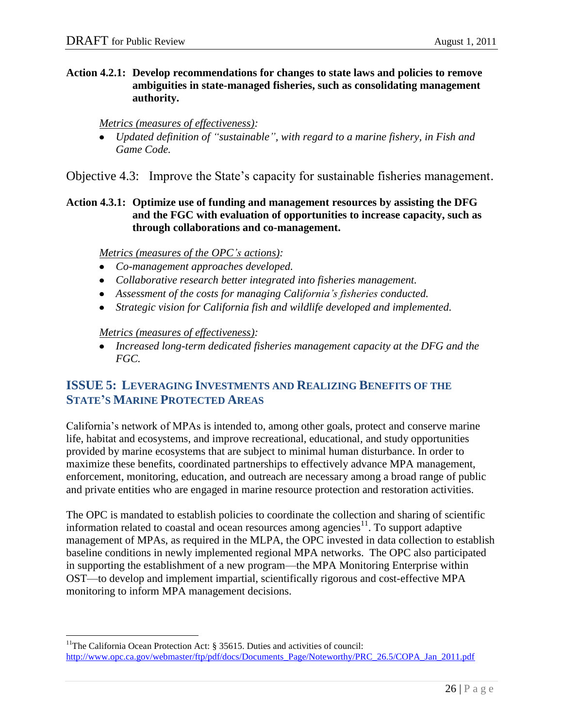**Action 4.2.1: Develop recommendations for changes to state laws and policies to remove ambiguities in state-managed fisheries, such as consolidating management authority.**

<u>Metrics (measures of effectiveness)</u>:

- *Updated definition of "sustainable", with regard to a marine fishery, in Fish and Game Code.*

## Objective 4.3: Improve the State's capacity for sustainable fisheries management.

**Action 4.3.1: Optimize use of funding and management resources by assisting the DFG and the FGC with evaluation of opportunities to increase capacity, such as through collaborations and co-management.**

<u>Metrics (measures of the OPC's actions)</u>:

- *Co-management approaches developed.*
- *Collaborative research better integrated into fisheries management.*
- *Assessment of the costs for managing California's fisheries conducted.*
- *Strategic vision for California fish and wildlife developed and implemented.*

<u>Metrics (measures of effectiveness)</u>:

- *Increased long-term dedicated fisheries management capacity at the DFG and the FGC.*

## ISSUE 5: LEVERAGING INVESTMENTS AND REALIZING BENEFITS OF THE STATE'S MARINE PROTECTED AREAS

California's network of MPAs is intended to, among other goals, protect and conserve marine life, habitat and ecosystems, and improve recreational, educational, and study opportunities provided by marine ecosystems that are subject to minimal human disturbance. In order to maximize these benefits, coordinated partnerships to effectively advance MPA management, enforcement, monitoring, education, and outreach are necessary among a broad range of public and private entities who are engaged in marine resource protection and restoration activities.

The OPC is mandated to establish policies to coordinate the collection and sharing of scientific information related to coastal and ocean resources among agencies[11]. To support adaptive management of MPAs, as required in the MLPA, the OPC invested in data collection to establish baseline conditions in newly implemented regional MPA networks. The OPC also participated in supporting the establishment of a new program—the MPA Monitoring Enterprise within OST—to develop and implement impartial, scientifically rigorous and cost-effective MPA monitoring to inform MPA management decisions.

---

[11]The California Ocean Protection Act: § 35615. Duties and activities of council: http://www.opc.ca.gov/webmaster/ftp/pdf/docs/Documents_Page/Noteworthy/PRC_26.5/COPA_Jan_2011.pdf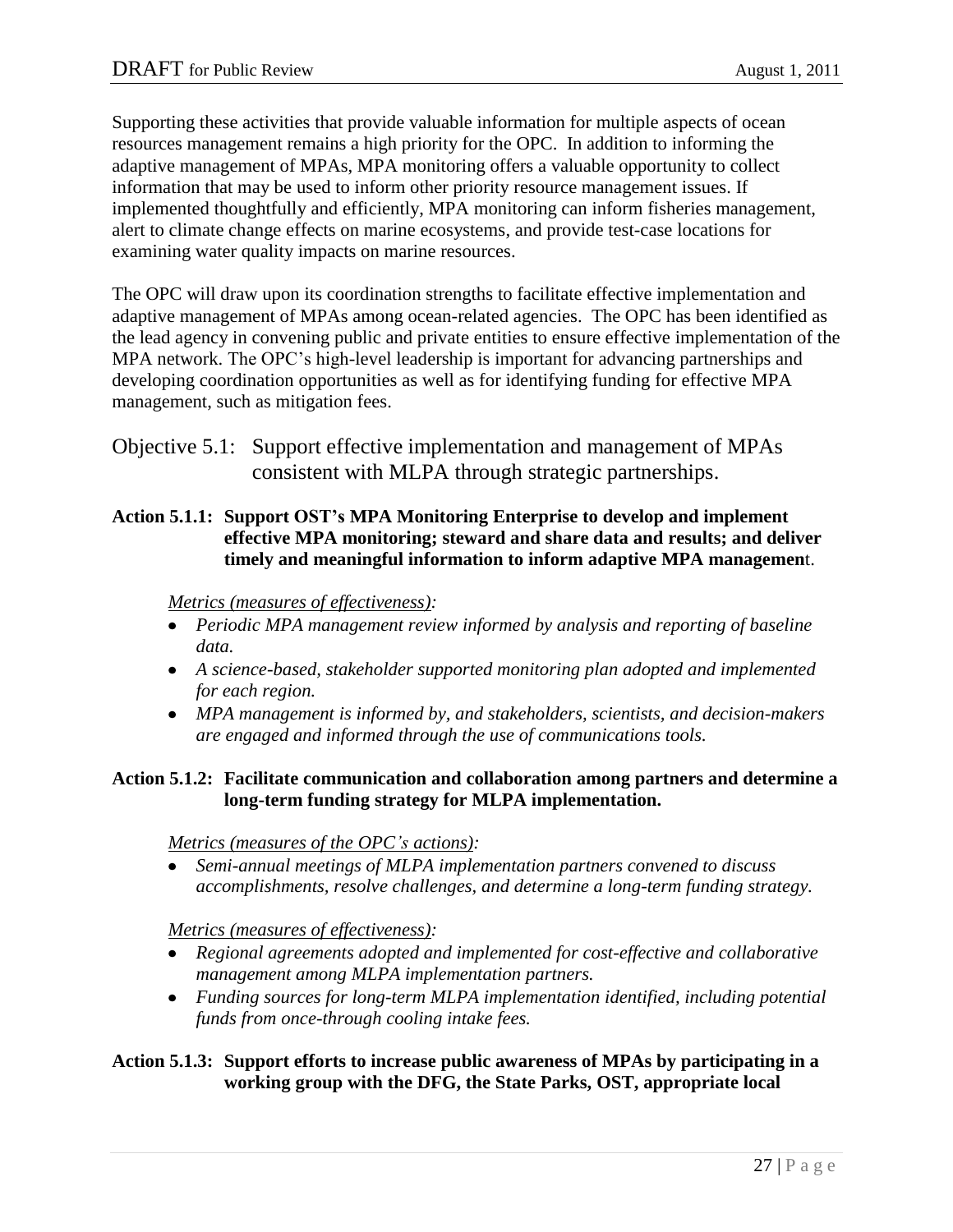Supporting these activities that provide valuable information for multiple aspects of ocean resources management remains a high priority for the OPC. In addition to informing the adaptive management of MPAs, MPA monitoring offers a valuable opportunity to collect information that may be used to inform other priority resource management issues. If implemented thoughtfully and efficiently, MPA monitoring can inform fisheries management, alert to climate change effects on marine ecosystems, and provide test-case locations for examining water quality impacts on marine resources.

The OPC will draw upon its coordination strengths to facilitate effective implementation and adaptive management of MPAs among ocean-related agencies. The OPC has been identified as the lead agency in convening public and private entities to ensure effective implementation of the MPA network. The OPC's high-level leadership is important for advancing partnerships and developing coordination opportunities as well as for identifying funding for effective MPA management, such as mitigation fees.

## Objective 5.1: Support effective implementation and management of MPAs consistent with MLPA through strategic partnerships.

**Action 5.1.1: Support OST's MPA Monitoring Enterprise to develop and implement effective MPA monitoring; steward and share data and results; and deliver timely and meaningful information to inform adaptive MPA managemen**t.

*Metrics (measures of effectiveness):*

- *Periodic MPA management review informed by analysis and reporting of baseline data.*
- *A science-based, stakeholder supported monitoring plan adopted and implemented for each region.*
- *MPA management is informed by, and stakeholders, scientists, and decision-makers are engaged and informed through the use of communications tools.*

**Action 5.1.2: Facilitate communication and collaboration among partners and determine a long-term funding strategy for MLPA implementation.**

*Metrics (measures of the OPC's actions):*

- *Semi-annual meetings of MLPA implementation partners convened to discuss accomplishments, resolve challenges, and determine a long-term funding strategy.*

*Metrics (measures of effectiveness):*

- *Regional agreements adopted and implemented for cost-effective and collaborative management among MLPA implementation partners.*
- *Funding sources for long-term MLPA implementation identified, including potential funds from once-through cooling intake fees.*

**Action 5.1.3: Support efforts to increase public awareness of MPAs by participating in a working group with the DFG, the State Parks, OST, appropriate local**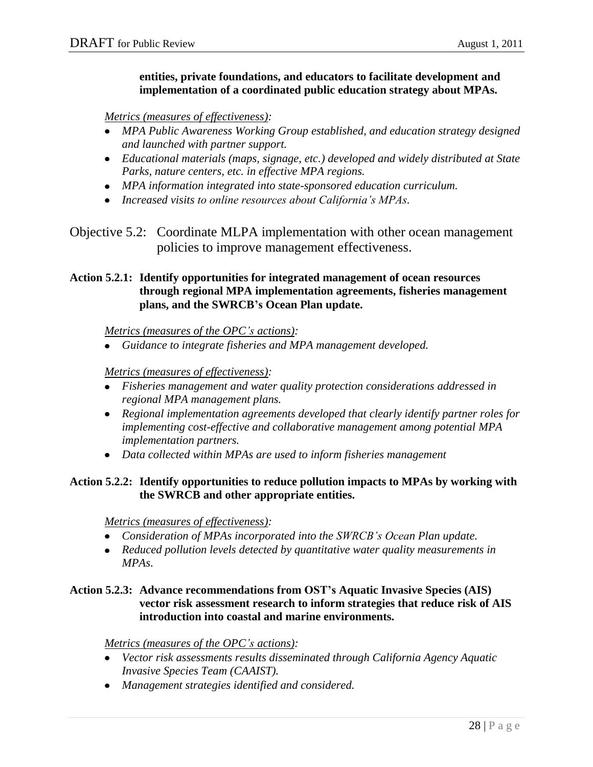**entities, private foundations, and educators to facilitate development and implementation of a coordinated public education strategy about MPAs.**

*Metrics (measures of effectiveness):*

- *MPA Public Awareness Working Group established, and education strategy designed and launched with partner support.*
- *Educational materials (maps, signage, etc.) developed and widely distributed at State Parks, nature centers, etc. in effective MPA regions.*
- *MPA information integrated into state-sponsored education curriculum.*
- *Increased visits to online resources about California's MPAs.*

## Objective 5.2: Coordinate MLPA implementation with other ocean management policies to improve management effectiveness.

**Action 5.2.1: Identify opportunities for integrated management of ocean resources through regional MPA implementation agreements, fisheries management plans, and the SWRCB's Ocean Plan update.**

*Metrics (measures of the OPC's actions):*

- *Guidance to integrate fisheries and MPA management developed.*

*Metrics (measures of effectiveness):*

- *Fisheries management and water quality protection considerations addressed in regional MPA management plans.*
- *Regional implementation agreements developed that clearly identify partner roles for implementing cost-effective and collaborative management among potential MPA implementation partners.*
- *Data collected within MPAs are used to inform fisheries management*

**Action 5.2.2: Identify opportunities to reduce pollution impacts to MPAs by working with the SWRCB and other appropriate entities.**

*Metrics (measures of effectiveness):*

- *Consideration of MPAs incorporated into the SWRCB's Ocean Plan update.*
- *Reduced pollution levels detected by quantitative water quality measurements in MPAs.*

**Action 5.2.3: Advance recommendations from OST's Aquatic Invasive Species (AIS) vector risk assessment research to inform strategies that reduce risk of AIS introduction into coastal and marine environments.**

*Metrics (measures of the OPC's actions):*

- *Vector risk assessments results disseminated through California Agency Aquatic Invasive Species Team (CAAIST).*
- *Management strategies identified and considered.*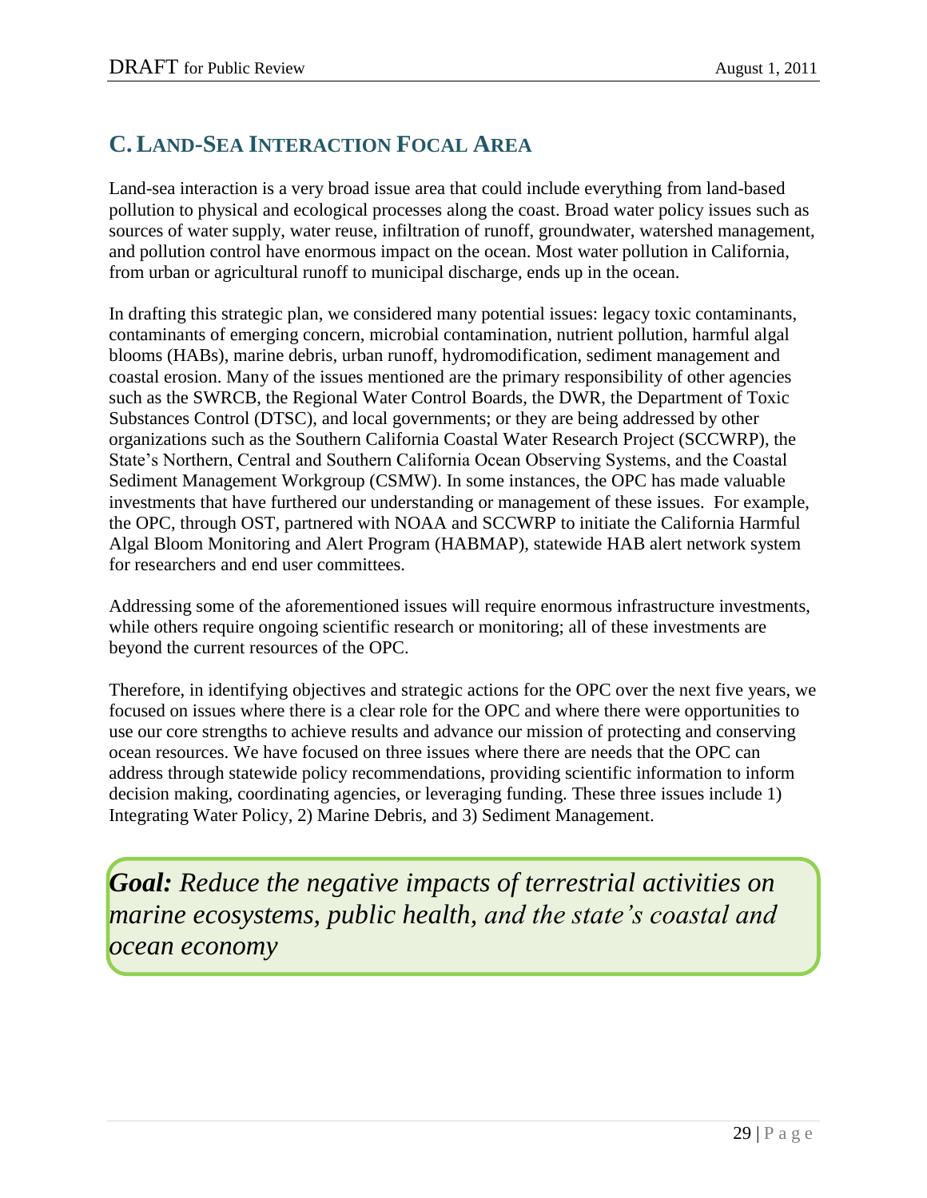## C. Land-Sea Interaction Focal Area

Land-sea interaction is a very broad issue area that could include everything from land-based pollution to physical and ecological processes along the coast. Broad water policy issues such as sources of water supply, water reuse, infiltration of runoff, groundwater, watershed management, and pollution control have enormous impact on the ocean. Most water pollution in California, from urban or agricultural runoff to municipal discharge, ends up in the ocean.

In drafting this strategic plan, we considered many potential issues: legacy toxic contaminants, contaminants of emerging concern, microbial contamination, nutrient pollution, harmful algal blooms (HABs), marine debris, urban runoff, hydromodification, sediment management and coastal erosion. Many of the issues mentioned are the primary responsibility of other agencies such as the SWRCB, the Regional Water Control Boards, the DWR, the Department of Toxic Substances Control (DTSC), and local governments; or they are being addressed by other organizations such as the Southern California Coastal Water Research Project (SCCWRP), the State's Northern, Central and Southern California Ocean Observing Systems, and the Coastal Sediment Management Workgroup (CSMW). In some instances, the OPC has made valuable investments that have furthered our understanding or management of these issues. For example, the OPC, through OST, partnered with NOAA and SCCWRP to initiate the California Harmful Algal Bloom Monitoring and Alert Program (HABMAP), statewide HAB alert network system for researchers and end user committees.

Addressing some of the aforementioned issues will require enormous infrastructure investments, while others require ongoing scientific research or monitoring; all of these investments are beyond the current resources of the OPC.

Therefore, in identifying objectives and strategic actions for the OPC over the next five years, we focused on issues where there is a clear role for the OPC and where there were opportunities to use our core strengths to achieve results and advance our mission of protecting and conserving ocean resources. We have focused on three issues where there are needs that the OPC can address through statewide policy recommendations, providing scientific information to inform decision making, coordinating agencies, or leveraging funding. These three issues include 1) Integrating Water Policy, 2) Marine Debris, and 3) Sediment Management.

***Goal:*** *Reduce the negative impacts of terrestrial activities on marine ecosystems, public health, and the state's coastal and ocean economy*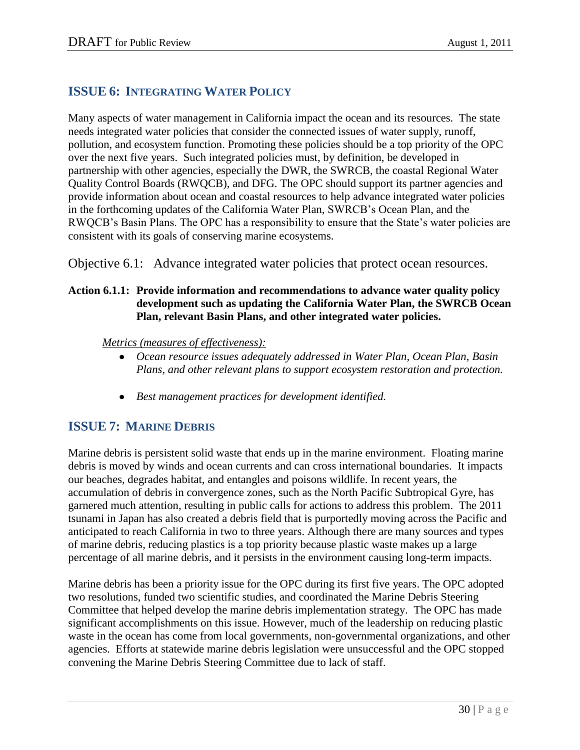## ISSUE 6: INTEGRATING WATER POLICY

Many aspects of water management in California impact the ocean and its resources. The state needs integrated water policies that consider the connected issues of water supply, runoff, pollution, and ecosystem function. Promoting these policies should be a top priority of the OPC over the next five years. Such integrated policies must, by definition, be developed in partnership with other agencies, especially the DWR, the SWRCB, the coastal Regional Water Quality Control Boards (RWQCB), and DFG. The OPC should support its partner agencies and provide information about ocean and coastal resources to help advance integrated water policies in the forthcoming updates of the California Water Plan, SWRCB's Ocean Plan, and the RWQCB's Basin Plans. The OPC has a responsibility to ensure that the State's water policies are consistent with its goals of conserving marine ecosystems.

### Objective 6.1: Advance integrated water policies that protect ocean resources.

**Action 6.1.1: Provide information and recommendations to advance water quality policy development such as updating the California Water Plan, the SWRCB Ocean Plan, relevant Basin Plans, and other integrated water policies.**

*Metrics (measures of effectiveness):*

- *Ocean resource issues adequately addressed in Water Plan, Ocean Plan, Basin Plans, and other relevant plans to support ecosystem restoration and protection.*
- *Best management practices for development identified.*

## ISSUE 7: MARINE DEBRIS

Marine debris is persistent solid waste that ends up in the marine environment. Floating marine debris is moved by winds and ocean currents and can cross international boundaries. It impacts our beaches, degrades habitat, and entangles and poisons wildlife. In recent years, the accumulation of debris in convergence zones, such as the North Pacific Subtropical Gyre, has garnered much attention, resulting in public calls for actions to address this problem. The 2011 tsunami in Japan has also created a debris field that is purportedly moving across the Pacific and anticipated to reach California in two to three years. Although there are many sources and types of marine debris, reducing plastics is a top priority because plastic waste makes up a large percentage of all marine debris, and it persists in the environment causing long-term impacts.

Marine debris has been a priority issue for the OPC during its first five years. The OPC adopted two resolutions, funded two scientific studies, and coordinated the Marine Debris Steering Committee that helped develop the marine debris implementation strategy. The OPC has made significant accomplishments on this issue. However, much of the leadership on reducing plastic waste in the ocean has come from local governments, non-governmental organizations, and other agencies. Efforts at statewide marine debris legislation were unsuccessful and the OPC stopped convening the Marine Debris Steering Committee due to lack of staff.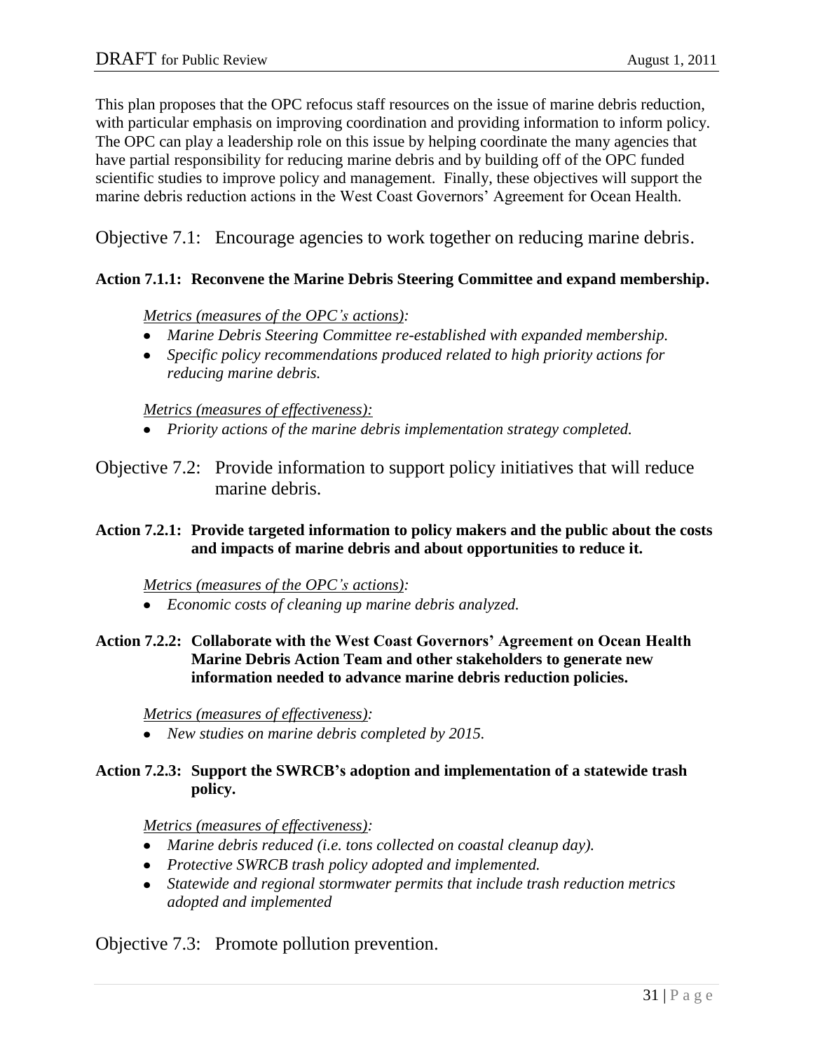This plan proposes that the OPC refocus staff resources on the issue of marine debris reduction, with particular emphasis on improving coordination and providing information to inform policy. The OPC can play a leadership role on this issue by helping coordinate the many agencies that have partial responsibility for reducing marine debris and by building off of the OPC funded scientific studies to improve policy and management. Finally, these objectives will support the marine debris reduction actions in the West Coast Governors' Agreement for Ocean Health.

## Objective 7.1: Encourage agencies to work together on reducing marine debris.

**Action 7.1.1: Reconvene the Marine Debris Steering Committee and expand membership.**

*Metrics (measures of the OPC's actions):*

- *Marine Debris Steering Committee re-established with expanded membership.*
- *Specific policy recommendations produced related to high priority actions for reducing marine debris.*

*Metrics (measures of effectiveness):*

- *Priority actions of the marine debris implementation strategy completed.*

## Objective 7.2: Provide information to support policy initiatives that will reduce marine debris.

**Action 7.2.1: Provide targeted information to policy makers and the public about the costs and impacts of marine debris and about opportunities to reduce it.**

*Metrics (measures of the OPC's actions):*

- *Economic costs of cleaning up marine debris analyzed.*

**Action 7.2.2: Collaborate with the West Coast Governors' Agreement on Ocean Health Marine Debris Action Team and other stakeholders to generate new information needed to advance marine debris reduction policies.**

*Metrics (measures of effectiveness):*

- *New studies on marine debris completed by 2015.*

**Action 7.2.3: Support the SWRCB's adoption and implementation of a statewide trash policy.**

*Metrics (measures of effectiveness):*

- *Marine debris reduced (i.e. tons collected on coastal cleanup day).*
- *Protective SWRCB trash policy adopted and implemented.*
- *Statewide and regional stormwater permits that include trash reduction metrics adopted and implemented*

## Objective 7.3: Promote pollution prevention.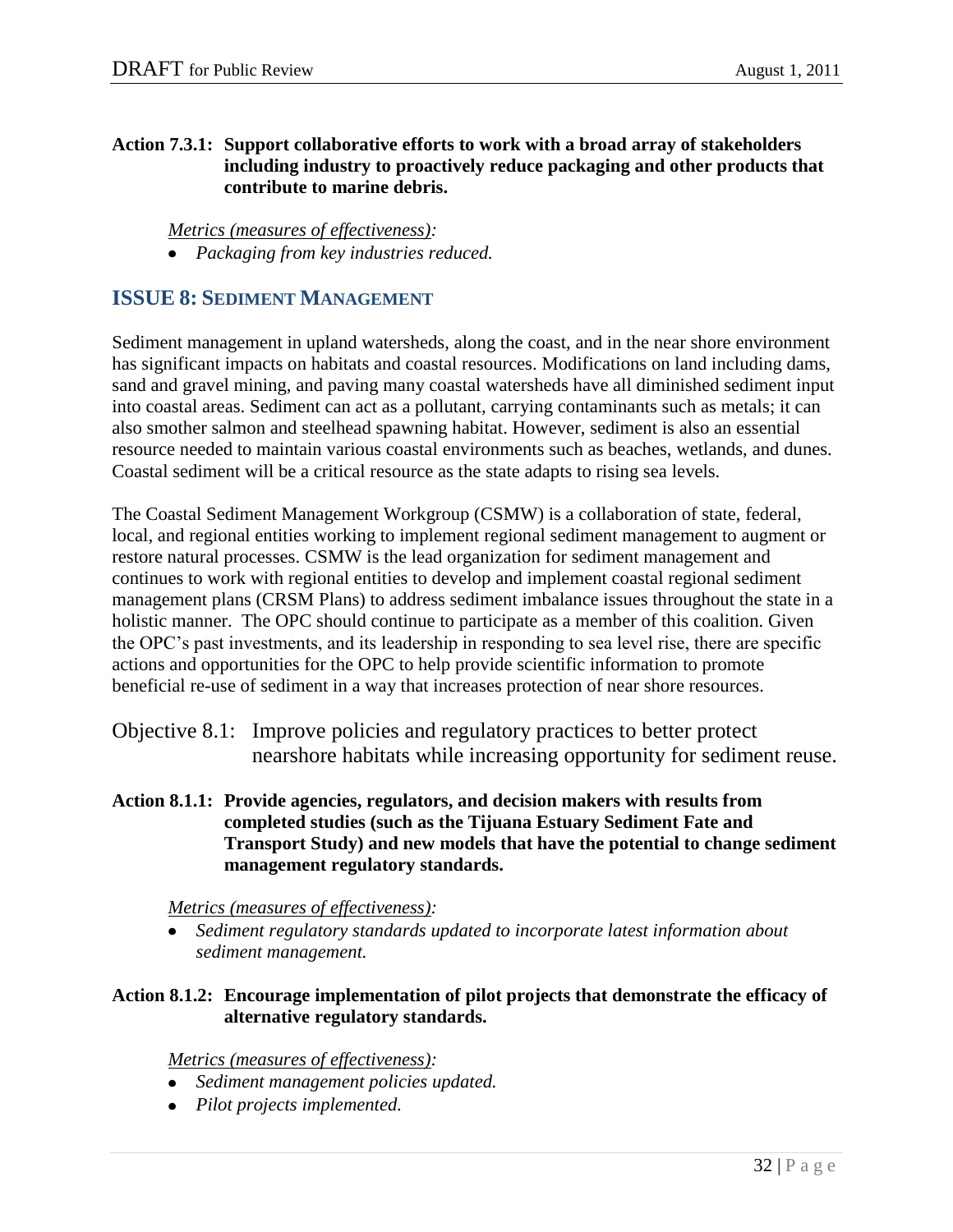**Action 7.3.1: Support collaborative efforts to work with a broad array of stakeholders including industry to proactively reduce packaging and other products that contribute to marine debris.**

*Metrics (measures of effectiveness):*

- *Packaging from key industries reduced.*

## ISSUE 8: SEDIMENT MANAGEMENT

Sediment management in upland watersheds, along the coast, and in the near shore environment has significant impacts on habitats and coastal resources. Modifications on land including dams, sand and gravel mining, and paving many coastal watersheds have all diminished sediment input into coastal areas. Sediment can act as a pollutant, carrying contaminants such as metals; it can also smother salmon and steelhead spawning habitat. However, sediment is also an essential resource needed to maintain various coastal environments such as beaches, wetlands, and dunes. Coastal sediment will be a critical resource as the state adapts to rising sea levels.

The Coastal Sediment Management Workgroup (CSMW) is a collaboration of state, federal, local, and regional entities working to implement regional sediment management to augment or restore natural processes. CSMW is the lead organization for sediment management and continues to work with regional entities to develop and implement coastal regional sediment management plans (CRSM Plans) to address sediment imbalance issues throughout the state in a holistic manner. The OPC should continue to participate as a member of this coalition. Given the OPC's past investments, and its leadership in responding to sea level rise, there are specific actions and opportunities for the OPC to help provide scientific information to promote beneficial re-use of sediment in a way that increases protection of near shore resources.

### Objective 8.1: Improve policies and regulatory practices to better protect nearshore habitats while increasing opportunity for sediment reuse.

**Action 8.1.1: Provide agencies, regulators, and decision makers with results from completed studies (such as the Tijuana Estuary Sediment Fate and Transport Study) and new models that have the potential to change sediment management regulatory standards.**

*Metrics (measures of effectiveness):*

- *Sediment regulatory standards updated to incorporate latest information about sediment management.*

**Action 8.1.2: Encourage implementation of pilot projects that demonstrate the efficacy of alternative regulatory standards.**

*Metrics (measures of effectiveness):*

- *Sediment management policies updated.*
- *Pilot projects implemented.*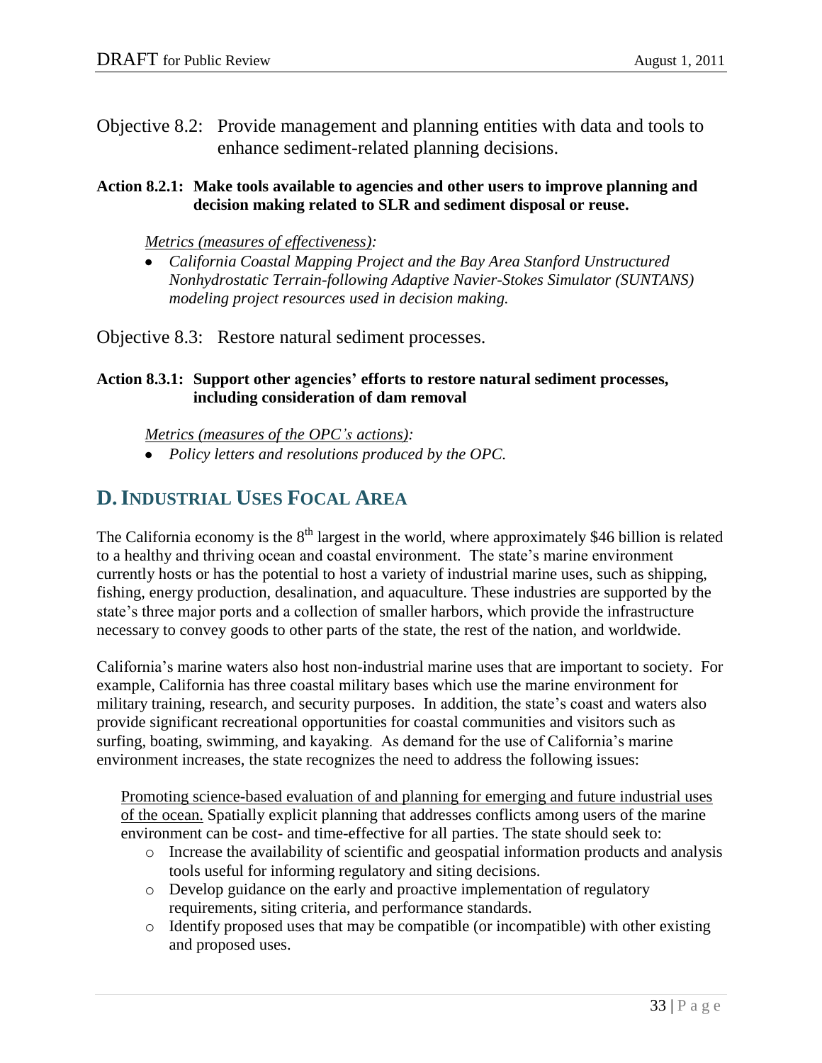Objective 8.2: Provide management and planning entities with data and tools to enhance sediment-related planning decisions.

**Action 8.2.1: Make tools available to agencies and other users to improve planning and decision making related to SLR and sediment disposal or reuse.**

*Metrics (measures of effectiveness):*

- *California Coastal Mapping Project and the Bay Area Stanford Unstructured Nonhydrostatic Terrain-following Adaptive Navier-Stokes Simulator (SUNTANS) modeling project resources used in decision making.*

Objective 8.3: Restore natural sediment processes.

**Action 8.3.1: Support other agencies' efforts to restore natural sediment processes, including consideration of dam removal**

*Metrics (measures of the OPC's actions):*

- *Policy letters and resolutions produced by the OPC.*

## D. Industrial Uses Focal Area

The California economy is the 8th largest in the world, where approximately $46 billion is related to a healthy and thriving ocean and coastal environment. The state's marine environment currently hosts or has the potential to host a variety of industrial marine uses, such as shipping, fishing, energy production, desalination, and aquaculture. These industries are supported by the state's three major ports and a collection of smaller harbors, which provide the infrastructure necessary to convey goods to other parts of the state, the rest of the nation, and worldwide.

California's marine waters also host non-industrial marine uses that are important to society. For example, California has three coastal military bases which use the marine environment for military training, research, and security purposes. In addition, the state's coast and waters also provide significant recreational opportunities for coastal communities and visitors such as surfing, boating, swimming, and kayaking. As demand for the use of California's marine environment increases, the state recognizes the need to address the following issues:

Promoting science-based evaluation of and planning for emerging and future industrial uses of the ocean. Spatially explicit planning that addresses conflicts among users of the marine environment can be cost- and time-effective for all parties. The state should seek to:

- Increase the availability of scientific and geospatial information products and analysis tools useful for informing regulatory and siting decisions.
- Develop guidance on the early and proactive implementation of regulatory requirements, siting criteria, and performance standards.
- Identify proposed uses that may be compatible (or incompatible) with other existing and proposed uses.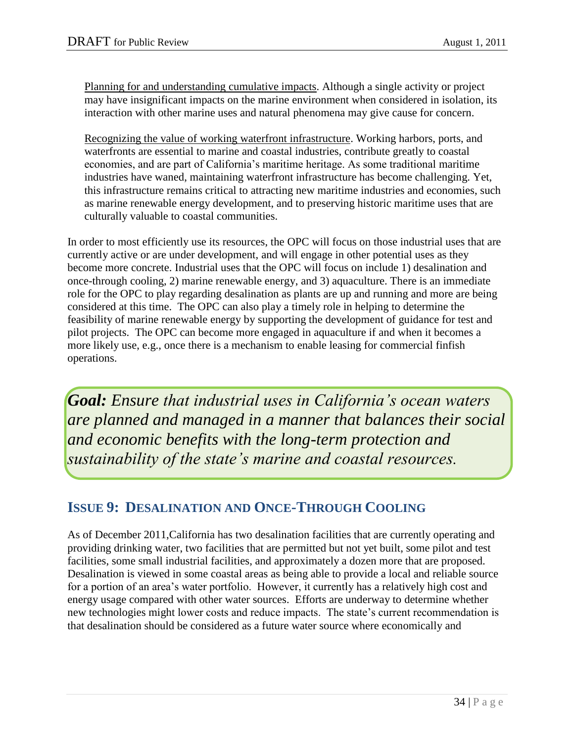Planning for and understanding cumulative impacts. Although a single activity or project may have insignificant impacts on the marine environment when considered in isolation, its interaction with other marine uses and natural phenomena may give cause for concern.

Recognizing the value of working waterfront infrastructure. Working harbors, ports, and waterfronts are essential to marine and coastal industries, contribute greatly to coastal economies, and are part of California's maritime heritage. As some traditional maritime industries have waned, maintaining waterfront infrastructure has become challenging. Yet, this infrastructure remains critical to attracting new maritime industries and economies, such as marine renewable energy development, and to preserving historic maritime uses that are culturally valuable to coastal communities.

In order to most efficiently use its resources, the OPC will focus on those industrial uses that are currently active or are under development, and will engage in other potential uses as they become more concrete. Industrial uses that the OPC will focus on include 1) desalination and once-through cooling, 2) marine renewable energy, and 3) aquaculture. There is an immediate role for the OPC to play regarding desalination as plants are up and running and more are being considered at this time. The OPC can also play a timely role in helping to determine the feasibility of marine renewable energy by supporting the development of guidance for test and pilot projects. The OPC can become more engaged in aquaculture if and when it becomes a more likely use, e.g., once there is a mechanism to enable leasing for commercial finfish operations.

***Goal:*** *Ensure that industrial uses in California's ocean waters are planned and managed in a manner that balances their social and economic benefits with the long-term protection and sustainability of the state's marine and coastal resources.*

## ISSUE 9: DESALINATION AND ONCE-THROUGH COOLING

As of December 2011,California has two desalination facilities that are currently operating and providing drinking water, two facilities that are permitted but not yet built, some pilot and test facilities, some small industrial facilities, and approximately a dozen more that are proposed. Desalination is viewed in some coastal areas as being able to provide a local and reliable source for a portion of an area's water portfolio. However, it currently has a relatively high cost and energy usage compared with other water sources. Efforts are underway to determine whether new technologies might lower costs and reduce impacts. The state's current recommendation is that desalination should be considered as a future water source where economically and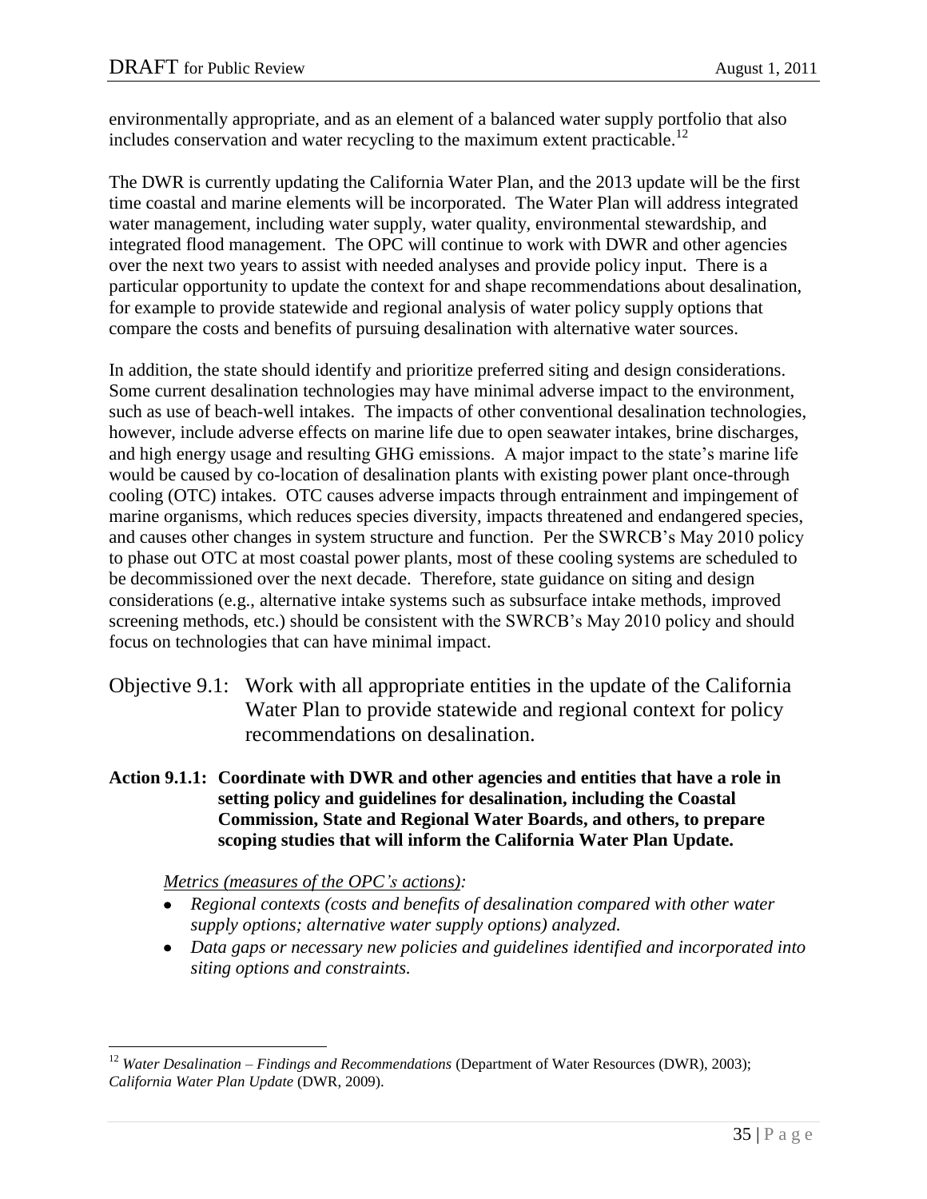environmentally appropriate, and as an element of a balanced water supply portfolio that also includes conservation and water recycling to the maximum extent practicable.[12]

The DWR is currently updating the California Water Plan, and the 2013 update will be the first time coastal and marine elements will be incorporated. The Water Plan will address integrated water management, including water supply, water quality, environmental stewardship, and integrated flood management. The OPC will continue to work with DWR and other agencies over the next two years to assist with needed analyses and provide policy input. There is a particular opportunity to update the context for and shape recommendations about desalination, for example to provide statewide and regional analysis of water policy supply options that compare the costs and benefits of pursuing desalination with alternative water sources.

In addition, the state should identify and prioritize preferred siting and design considerations. Some current desalination technologies may have minimal adverse impact to the environment, such as use of beach-well intakes. The impacts of other conventional desalination technologies, however, include adverse effects on marine life due to open seawater intakes, brine discharges, and high energy usage and resulting GHG emissions. A major impact to the state's marine life would be caused by co-location of desalination plants with existing power plant once-through cooling (OTC) intakes. OTC causes adverse impacts through entrainment and impingement of marine organisms, which reduces species diversity, impacts threatened and endangered species, and causes other changes in system structure and function. Per the SWRCB's May 2010 policy to phase out OTC at most coastal power plants, most of these cooling systems are scheduled to be decommissioned over the next decade. Therefore, state guidance on siting and design considerations (e.g., alternative intake systems such as subsurface intake methods, improved screening methods, etc.) should be consistent with the SWRCB's May 2010 policy and should focus on technologies that can have minimal impact.

## Objective 9.1: Work with all appropriate entities in the update of the California Water Plan to provide statewide and regional context for policy recommendations on desalination.

**Action 9.1.1: Coordinate with DWR and other agencies and entities that have a role in setting policy and guidelines for desalination, including the Coastal Commission, State and Regional Water Boards, and others, to prepare scoping studies that will inform the California Water Plan Update.**

*Metrics (measures of the OPC's actions):*

- *Regional contexts (costs and benefits of desalination compared with other water supply options; alternative water supply options) analyzed.*
- *Data gaps or necessary new policies and guidelines identified and incorporated into siting options and constraints.*

---

[12] *Water Desalination – Findings and Recommendations* (Department of Water Resources (DWR), 2003); *California Water Plan Update* (DWR, 2009).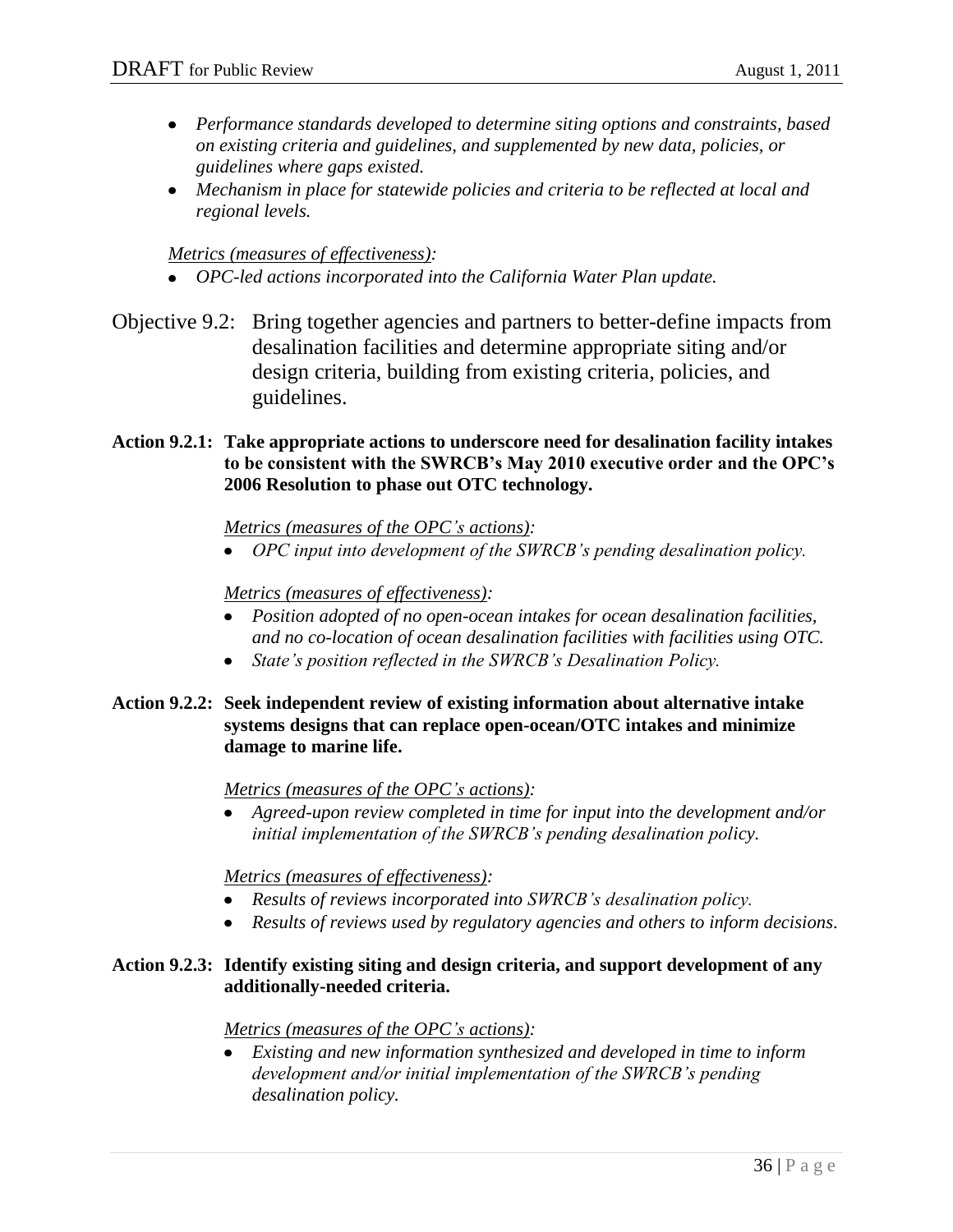- *Performance standards developed to determine siting options and constraints, based on existing criteria and guidelines, and supplemented by new data, policies, or guidelines where gaps existed.*
- *Mechanism in place for statewide policies and criteria to be reflected at local and regional levels.*

*<u>Metrics (measures of effectiveness)</u>:*

- *OPC-led actions incorporated into the California Water Plan update.*

## Objective 9.2: Bring together agencies and partners to better-define impacts from desalination facilities and determine appropriate siting and/or design criteria, building from existing criteria, policies, and guidelines.

**Action 9.2.1: Take appropriate actions to underscore need for desalination facility intakes to be consistent with the SWRCB's May 2010 executive order and the OPC's 2006 Resolution to phase out OTC technology.**

*<u>Metrics (measures of the OPC's actions)</u>:*

- *OPC input into development of the SWRCB's pending desalination policy.*

*<u>Metrics (measures of effectiveness)</u>:*

- *Position adopted of no open-ocean intakes for ocean desalination facilities, and no co-location of ocean desalination facilities with facilities using OTC.*
- *State's position reflected in the SWRCB's Desalination Policy.*

**Action 9.2.2: Seek independent review of existing information about alternative intake systems designs that can replace open-ocean/OTC intakes and minimize damage to marine life.**

*<u>Metrics (measures of the OPC's actions)</u>:*

- *Agreed-upon review completed in time for input into the development and/or initial implementation of the SWRCB's pending desalination policy.*

*<u>Metrics (measures of effectiveness)</u>:*

- *Results of reviews incorporated into SWRCB's desalination policy.*
- *Results of reviews used by regulatory agencies and others to inform decisions.*

**Action 9.2.3: Identify existing siting and design criteria, and support development of any additionally-needed criteria.**

*<u>Metrics (measures of the OPC's actions)</u>:*

- *Existing and new information synthesized and developed in time to inform development and/or initial implementation of the SWRCB's pending desalination policy.*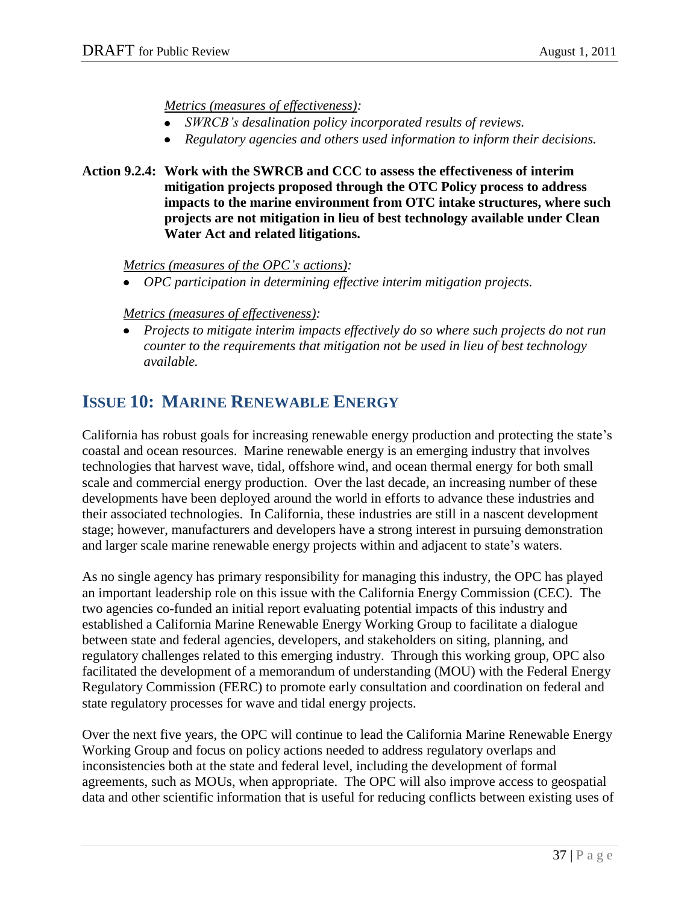*Metrics (measures of effectiveness):*

- *SWRCB's desalination policy incorporated results of reviews.*
- *Regulatory agencies and others used information to inform their decisions.*

**Action 9.2.4: Work with the SWRCB and CCC to assess the effectiveness of interim mitigation projects proposed through the OTC Policy process to address impacts to the marine environment from OTC intake structures, where such projects are not mitigation in lieu of best technology available under Clean Water Act and related litigations.**

*Metrics (measures of the OPC's actions):*

- *OPC participation in determining effective interim mitigation projects.*

*Metrics (measures of effectiveness):*

- *Projects to mitigate interim impacts effectively do so where such projects do not run counter to the requirements that mitigation not be used in lieu of best technology available.*

## ISSUE 10: MARINE RENEWABLE ENERGY

California has robust goals for increasing renewable energy production and protecting the state's coastal and ocean resources. Marine renewable energy is an emerging industry that involves technologies that harvest wave, tidal, offshore wind, and ocean thermal energy for both small scale and commercial energy production. Over the last decade, an increasing number of these developments have been deployed around the world in efforts to advance these industries and their associated technologies. In California, these industries are still in a nascent development stage; however, manufacturers and developers have a strong interest in pursuing demonstration and larger scale marine renewable energy projects within and adjacent to state's waters.

As no single agency has primary responsibility for managing this industry, the OPC has played an important leadership role on this issue with the California Energy Commission (CEC). The two agencies co-funded an initial report evaluating potential impacts of this industry and established a California Marine Renewable Energy Working Group to facilitate a dialogue between state and federal agencies, developers, and stakeholders on siting, planning, and regulatory challenges related to this emerging industry. Through this working group, OPC also facilitated the development of a memorandum of understanding (MOU) with the Federal Energy Regulatory Commission (FERC) to promote early consultation and coordination on federal and state regulatory processes for wave and tidal energy projects.

Over the next five years, the OPC will continue to lead the California Marine Renewable Energy Working Group and focus on policy actions needed to address regulatory overlaps and inconsistencies both at the state and federal level, including the development of formal agreements, such as MOUs, when appropriate. The OPC will also improve access to geospatial data and other scientific information that is useful for reducing conflicts between existing uses of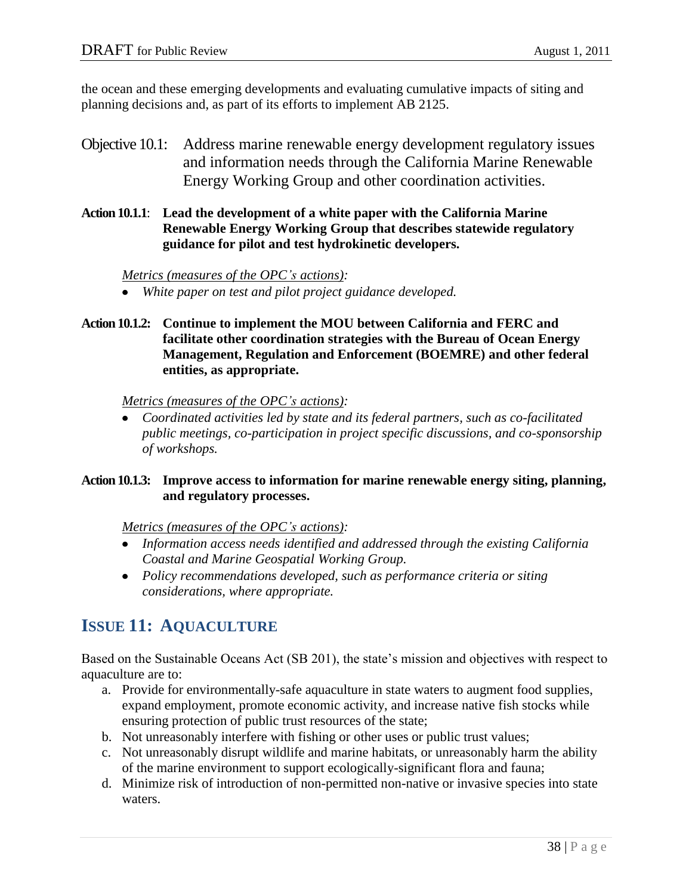the ocean and these emerging developments and evaluating cumulative impacts of siting and planning decisions and, as part of its efforts to implement AB 2125.

### Objective 10.1: Address marine renewable energy development regulatory issues and information needs through the California Marine Renewable Energy Working Group and other coordination activities.

**Action 10.1.1: Lead the development of a white paper with the California Marine Renewable Energy Working Group that describes statewide regulatory guidance for pilot and test hydrokinetic developers.**

*Metrics (measures of the OPC's actions):*

- *White paper on test and pilot project guidance developed.*

**Action 10.1.2: Continue to implement the MOU between California and FERC and facilitate other coordination strategies with the Bureau of Ocean Energy Management, Regulation and Enforcement (BOEMRE) and other federal entities, as appropriate.**

*Metrics (measures of the OPC's actions):*

- *Coordinated activities led by state and its federal partners, such as co-facilitated public meetings, co-participation in project specific discussions, and co-sponsorship of workshops.*

**Action 10.1.3: Improve access to information for marine renewable energy siting, planning, and regulatory processes.**

*Metrics (measures of the OPC's actions):*

- *Information access needs identified and addressed through the existing California Coastal and Marine Geospatial Working Group.*
- *Policy recommendations developed, such as performance criteria or siting considerations, where appropriate.*

## ISSUE 11: AQUACULTURE

Based on the Sustainable Oceans Act (SB 201), the state's mission and objectives with respect to aquaculture are to:

a. Provide for environmentally-safe aquaculture in state waters to augment food supplies, expand employment, promote economic activity, and increase native fish stocks while ensuring protection of public trust resources of the state;
b. Not unreasonably interfere with fishing or other uses or public trust values;
c. Not unreasonably disrupt wildlife and marine habitats, or unreasonably harm the ability of the marine environment to support ecologically-significant flora and fauna;
d. Minimize risk of introduction of non-permitted non-native or invasive species into state waters.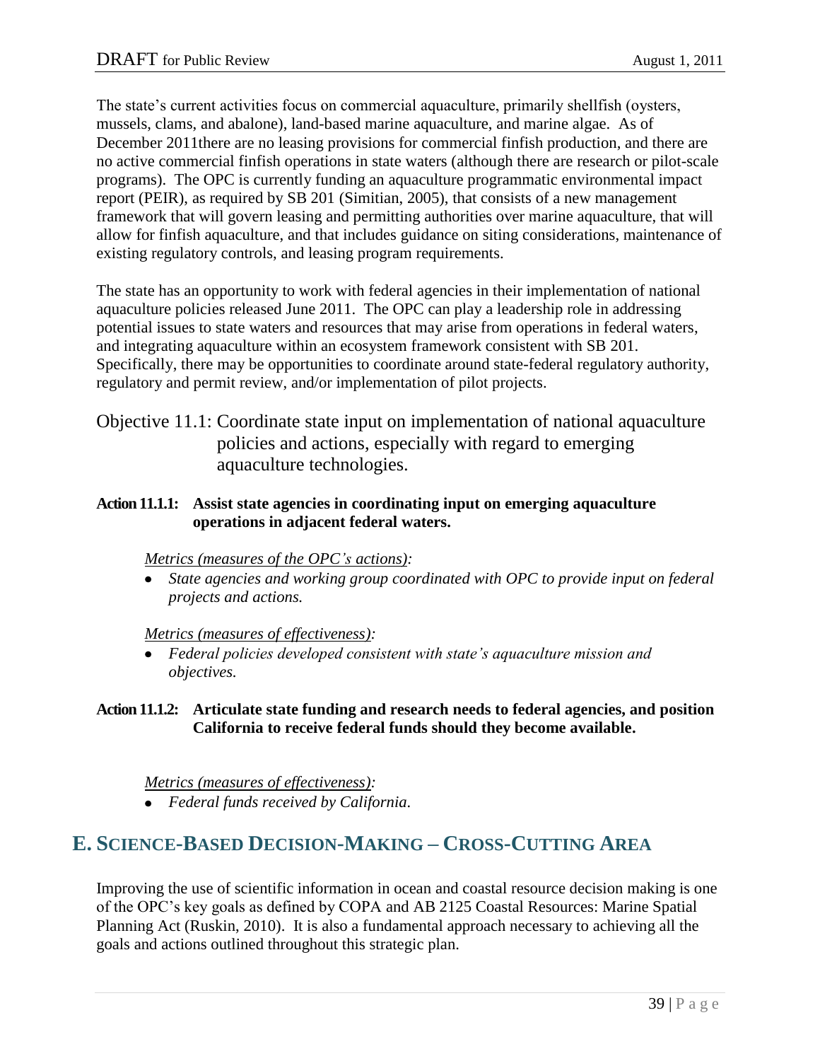The state's current activities focus on commercial aquaculture, primarily shellfish (oysters, mussels, clams, and abalone), land-based marine aquaculture, and marine algae. As of December 2011there are no leasing provisions for commercial finfish production, and there are no active commercial finfish operations in state waters (although there are research or pilot-scale programs). The OPC is currently funding an aquaculture programmatic environmental impact report (PEIR), as required by SB 201 (Simitian, 2005), that consists of a new management framework that will govern leasing and permitting authorities over marine aquaculture, that will allow for finfish aquaculture, and that includes guidance on siting considerations, maintenance of existing regulatory controls, and leasing program requirements.

The state has an opportunity to work with federal agencies in their implementation of national aquaculture policies released June 2011. The OPC can play a leadership role in addressing potential issues to state waters and resources that may arise from operations in federal waters, and integrating aquaculture within an ecosystem framework consistent with SB 201. Specifically, there may be opportunities to coordinate around state-federal regulatory authority, regulatory and permit review, and/or implementation of pilot projects.

### Objective 11.1: Coordinate state input on implementation of national aquaculture policies and actions, especially with regard to emerging aquaculture technologies.

**Action 11.1.1: Assist state agencies in coordinating input on emerging aquaculture operations in adjacent federal waters.**

*Metrics (measures of the OPC's actions):*

- *State agencies and working group coordinated with OPC to provide input on federal projects and actions.*

*Metrics (measures of effectiveness):*

- *Federal policies developed consistent with state's aquaculture mission and objectives.*

**Action 11.1.2: Articulate state funding and research needs to federal agencies, and position California to receive federal funds should they become available.**

*Metrics (measures of effectiveness):*

- *Federal funds received by California.*

## E. Science-Based Decision-Making – Cross-Cutting Area

Improving the use of scientific information in ocean and coastal resource decision making is one of the OPC's key goals as defined by COPA and AB 2125 Coastal Resources: Marine Spatial Planning Act (Ruskin, 2010). It is also a fundamental approach necessary to achieving all the goals and actions outlined throughout this strategic plan.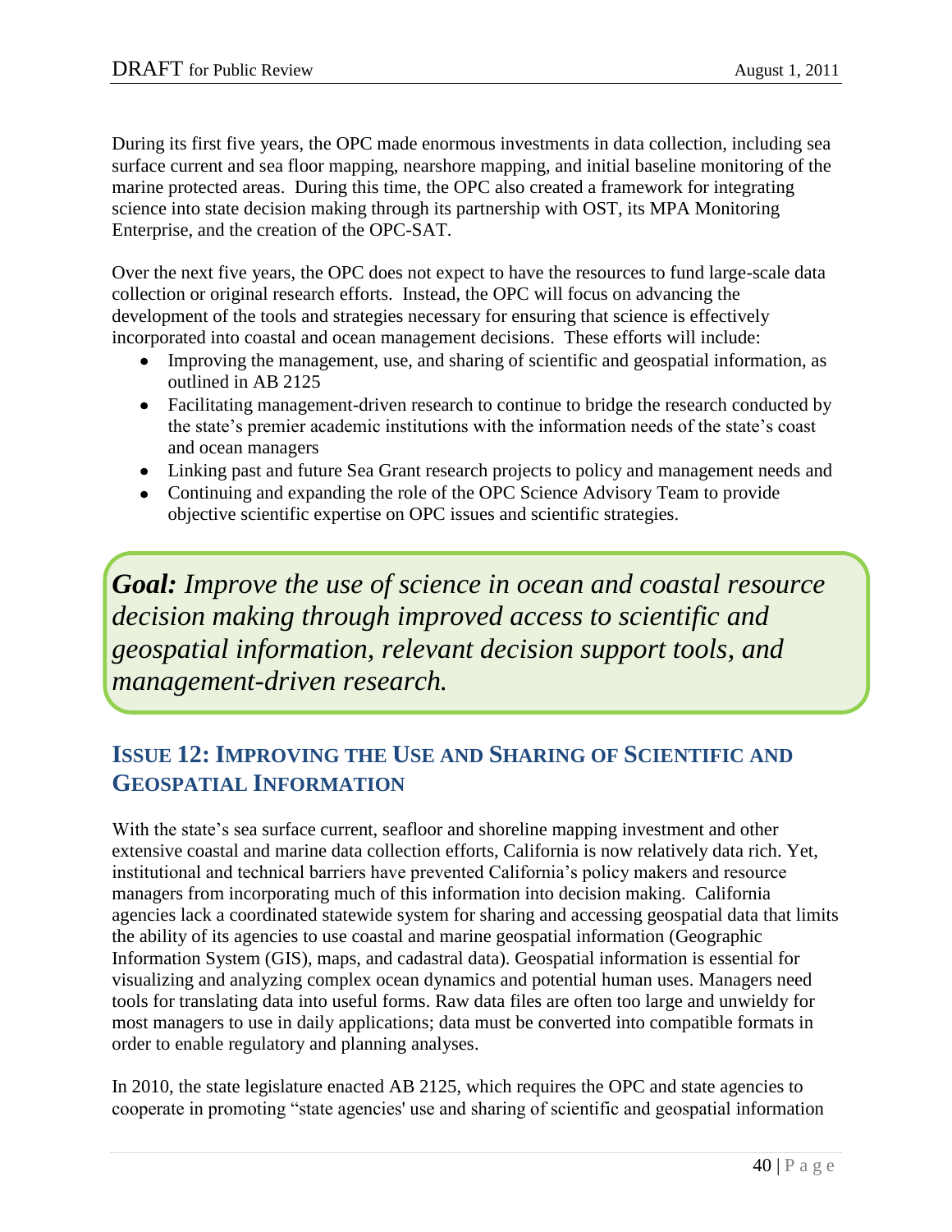During its first five years, the OPC made enormous investments in data collection, including sea surface current and sea floor mapping, nearshore mapping, and initial baseline monitoring of the marine protected areas. During this time, the OPC also created a framework for integrating science into state decision making through its partnership with OST, its MPA Monitoring Enterprise, and the creation of the OPC-SAT.

Over the next five years, the OPC does not expect to have the resources to fund large-scale data collection or original research efforts. Instead, the OPC will focus on advancing the development of the tools and strategies necessary for ensuring that science is effectively incorporated into coastal and ocean management decisions. These efforts will include:

- Improving the management, use, and sharing of scientific and geospatial information, as outlined in AB 2125
- Facilitating management-driven research to continue to bridge the research conducted by the state's premier academic institutions with the information needs of the state's coast and ocean managers
- Linking past and future Sea Grant research projects to policy and management needs and
- Continuing and expanding the role of the OPC Science Advisory Team to provide objective scientific expertise on OPC issues and scientific strategies.

***Goal:*** *Improve the use of science in ocean and coastal resource decision making through improved access to scientific and geospatial information, relevant decision support tools, and management-driven research.*

## Issue 12: Improving the Use and Sharing of Scientific and Geospatial Information

With the state's sea surface current, seafloor and shoreline mapping investment and other extensive coastal and marine data collection efforts, California is now relatively data rich. Yet, institutional and technical barriers have prevented California's policy makers and resource managers from incorporating much of this information into decision making. California agencies lack a coordinated statewide system for sharing and accessing geospatial data that limits the ability of its agencies to use coastal and marine geospatial information (Geographic Information System (GIS), maps, and cadastral data). Geospatial information is essential for visualizing and analyzing complex ocean dynamics and potential human uses. Managers need tools for translating data into useful forms. Raw data files are often too large and unwieldy for most managers to use in daily applications; data must be converted into compatible formats in order to enable regulatory and planning analyses.

In 2010, the state legislature enacted AB 2125, which requires the OPC and state agencies to cooperate in promoting "state agencies' use and sharing of scientific and geospatial information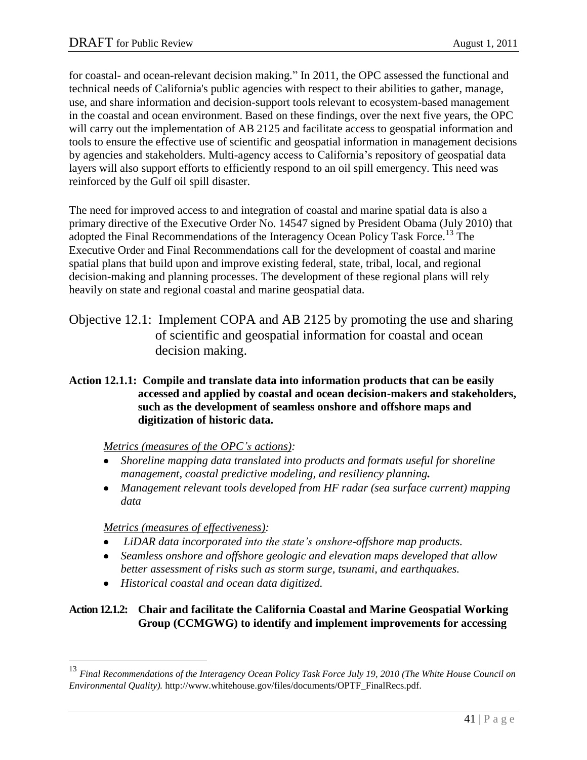for coastal- and ocean-relevant decision making." In 2011, the OPC assessed the functional and technical needs of California's public agencies with respect to their abilities to gather, manage, use, and share information and decision-support tools relevant to ecosystem-based management in the coastal and ocean environment. Based on these findings, over the next five years, the OPC will carry out the implementation of AB 2125 and facilitate access to geospatial information and tools to ensure the effective use of scientific and geospatial information in management decisions by agencies and stakeholders. Multi-agency access to California's repository of geospatial data layers will also support efforts to efficiently respond to an oil spill emergency. This need was reinforced by the Gulf oil spill disaster.

The need for improved access to and integration of coastal and marine spatial data is also a primary directive of the Executive Order No. 14547 signed by President Obama (July 2010) that adopted the Final Recommendations of the Interagency Ocean Policy Task Force.[13] The Executive Order and Final Recommendations call for the development of coastal and marine spatial plans that build upon and improve existing federal, state, tribal, local, and regional decision-making and planning processes. The development of these regional plans will rely heavily on state and regional coastal and marine geospatial data.

## Objective 12.1: Implement COPA and AB 2125 by promoting the use and sharing of scientific and geospatial information for coastal and ocean decision making.

**Action 12.1.1: Compile and translate data into information products that can be easily accessed and applied by coastal and ocean decision-makers and stakeholders, such as the development of seamless onshore and offshore maps and digitization of historic data.**

*Metrics (measures of the OPC's actions):*

- *Shoreline mapping data translated into products and formats useful for shoreline management, coastal predictive modeling, and resiliency planning.*
- *Management relevant tools developed from HF radar (sea surface current) mapping data*

*Metrics (measures of effectiveness):*

- *LiDAR data incorporated into the state's onshore-offshore map products.*
- *Seamless onshore and offshore geologic and elevation maps developed that allow better assessment of risks such as storm surge, tsunami, and earthquakes.*
- *Historical coastal and ocean data digitized.*

**Action 12.1.2: Chair and facilitate the California Coastal and Marine Geospatial Working Group (CCMGWG) to identify and implement improvements for accessing**

[13] *Final Recommendations of the Interagency Ocean Policy Task Force July 19, 2010 (The White House Council on Environmental Quality).* http://www.whitehouse.gov/files/documents/OPTF_FinalRecs.pdf.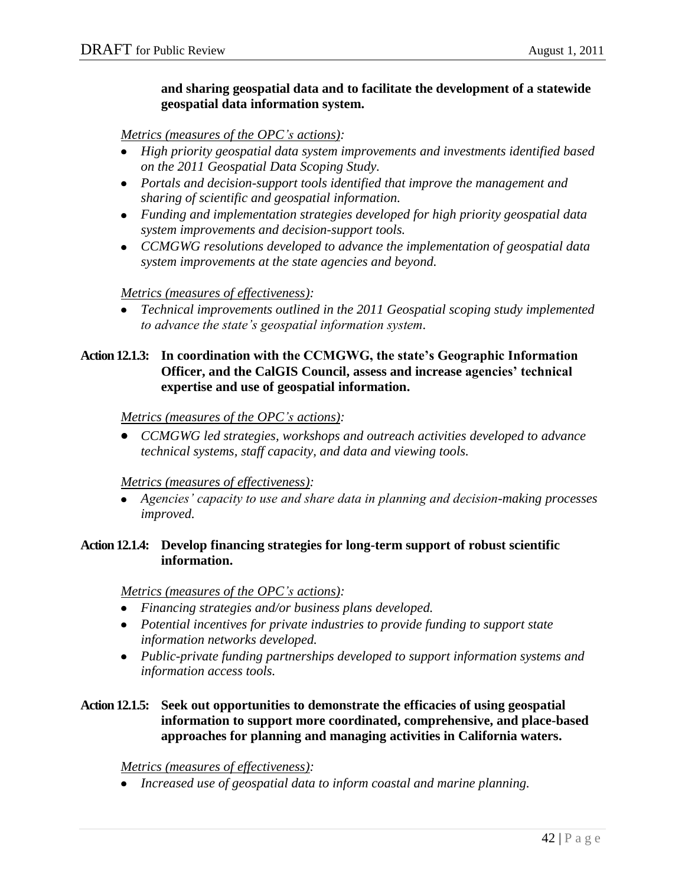**and sharing geospatial data and to facilitate the development of a statewide geospatial data information system.**

*Metrics (measures of the OPC's actions):*

- *High priority geospatial data system improvements and investments identified based on the 2011 Geospatial Data Scoping Study.*
- *Portals and decision-support tools identified that improve the management and sharing of scientific and geospatial information.*
- *Funding and implementation strategies developed for high priority geospatial data system improvements and decision-support tools.*
- *CCMGWG resolutions developed to advance the implementation of geospatial data system improvements at the state agencies and beyond.*

*Metrics (measures of effectiveness):*

- *Technical improvements outlined in the 2011 Geospatial scoping study implemented to advance the state's geospatial information system.*

**Action 12.1.3: In coordination with the CCMGWG, the state's Geographic Information Officer, and the CalGIS Council, assess and increase agencies' technical expertise and use of geospatial information.**

*Metrics (measures of the OPC's actions):*

- *CCMGWG led strategies, workshops and outreach activities developed to advance technical systems, staff capacity, and data and viewing tools.*

*Metrics (measures of effectiveness):*

- *Agencies' capacity to use and share data in planning and decision-making processes improved.*

**Action 12.1.4: Develop financing strategies for long-term support of robust scientific information.**

*Metrics (measures of the OPC's actions):*

- *Financing strategies and/or business plans developed.*
- *Potential incentives for private industries to provide funding to support state information networks developed.*
- *Public-private funding partnerships developed to support information systems and information access tools.*

**Action 12.1.5: Seek out opportunities to demonstrate the efficacies of using geospatial information to support more coordinated, comprehensive, and place-based approaches for planning and managing activities in California waters.**

*Metrics (measures of effectiveness):*

- *Increased use of geospatial data to inform coastal and marine planning.*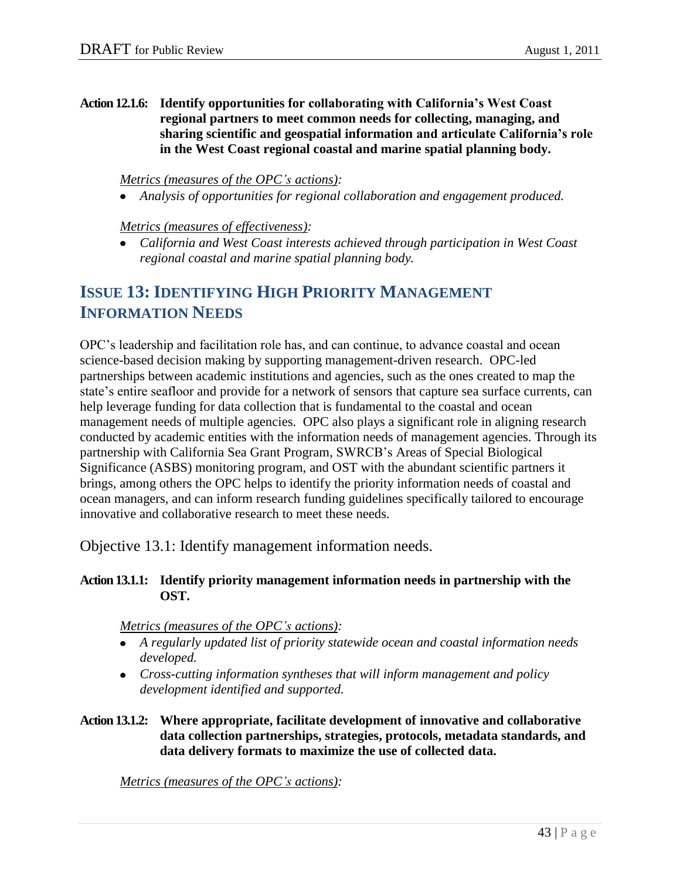**Action 12.1.6: Identify opportunities for collaborating with California's West Coast regional partners to meet common needs for collecting, managing, and sharing scientific and geospatial information and articulate California's role in the West Coast regional coastal and marine spatial planning body.**

*Metrics (measures of the OPC's actions):*

- *Analysis of opportunities for regional collaboration and engagement produced.*

*Metrics (measures of effectiveness):*

- *California and West Coast interests achieved through participation in West Coast regional coastal and marine spatial planning body.*

## ISSUE 13: IDENTIFYING HIGH PRIORITY MANAGEMENT INFORMATION NEEDS

OPC's leadership and facilitation role has, and can continue, to advance coastal and ocean science-based decision making by supporting management-driven research. OPC-led partnerships between academic institutions and agencies, such as the ones created to map the state's entire seafloor and provide for a network of sensors that capture sea surface currents, can help leverage funding for data collection that is fundamental to the coastal and ocean management needs of multiple agencies. OPC also plays a significant role in aligning research conducted by academic entities with the information needs of management agencies. Through its partnership with California Sea Grant Program, SWRCB's Areas of Special Biological Significance (ASBS) monitoring program, and OST with the abundant scientific partners it brings, among others the OPC helps to identify the priority information needs of coastal and ocean managers, and can inform research funding guidelines specifically tailored to encourage innovative and collaborative research to meet these needs.

### Objective 13.1: Identify management information needs.

**Action 13.1.1: Identify priority management information needs in partnership with the OST.**

*Metrics (measures of the OPC's actions):*

- *A regularly updated list of priority statewide ocean and coastal information needs developed.*
- *Cross-cutting information syntheses that will inform management and policy development identified and supported.*

**Action 13.1.2: Where appropriate, facilitate development of innovative and collaborative data collection partnerships, strategies, protocols, metadata standards, and data delivery formats to maximize the use of collected data.**

*Metrics (measures of the OPC's actions):*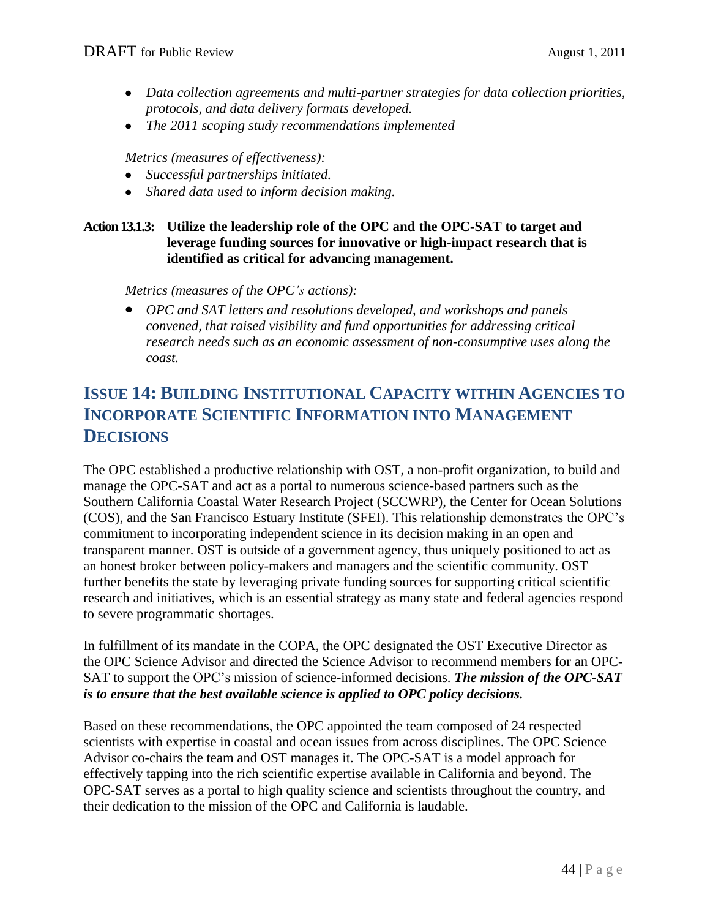- *Data collection agreements and multi-partner strategies for data collection priorities, protocols, and data delivery formats developed.*
- *The 2011 scoping study recommendations implemented*

*Metrics (measures of effectiveness):*

- *Successful partnerships initiated.*
- *Shared data used to inform decision making.*

**Action 13.1.3: Utilize the leadership role of the OPC and the OPC-SAT to target and leverage funding sources for innovative or high-impact research that is identified as critical for advancing management.**

*Metrics (measures of the OPC's actions):*

- *OPC and SAT letters and resolutions developed, and workshops and panels convened, that raised visibility and fund opportunities for addressing critical research needs such as an economic assessment of non-consumptive uses along the coast.*

## ISSUE 14: BUILDING INSTITUTIONAL CAPACITY WITHIN AGENCIES TO INCORPORATE SCIENTIFIC INFORMATION INTO MANAGEMENT DECISIONS

The OPC established a productive relationship with OST, a non-profit organization, to build and manage the OPC-SAT and act as a portal to numerous science-based partners such as the Southern California Coastal Water Research Project (SCCWRP), the Center for Ocean Solutions (COS), and the San Francisco Estuary Institute (SFEI). This relationship demonstrates the OPC's commitment to incorporating independent science in its decision making in an open and transparent manner. OST is outside of a government agency, thus uniquely positioned to act as an honest broker between policy-makers and managers and the scientific community. OST further benefits the state by leveraging private funding sources for supporting critical scientific research and initiatives, which is an essential strategy as many state and federal agencies respond to severe programmatic shortages.

In fulfillment of its mandate in the COPA, the OPC designated the OST Executive Director as the OPC Science Advisor and directed the Science Advisor to recommend members for an OPC-SAT to support the OPC's mission of science-informed decisions. ***The mission of the OPC-SAT is to ensure that the best available science is applied to OPC policy decisions.***

Based on these recommendations, the OPC appointed the team composed of 24 respected scientists with expertise in coastal and ocean issues from across disciplines. The OPC Science Advisor co-chairs the team and OST manages it. The OPC-SAT is a model approach for effectively tapping into the rich scientific expertise available in California and beyond. The OPC-SAT serves as a portal to high quality science and scientists throughout the country, and their dedication to the mission of the OPC and California is laudable.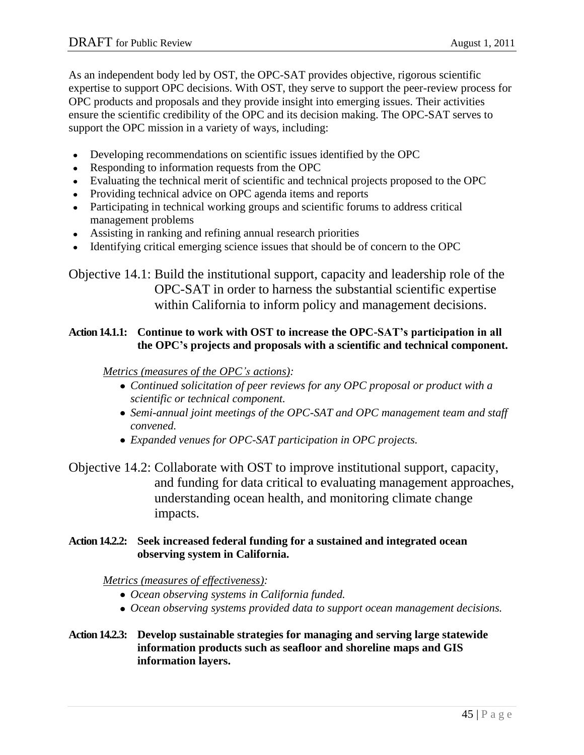As an independent body led by OST, the OPC-SAT provides objective, rigorous scientific expertise to support OPC decisions. With OST, they serve to support the peer-review process for OPC products and proposals and they provide insight into emerging issues. Their activities ensure the scientific credibility of the OPC and its decision making. The OPC-SAT serves to support the OPC mission in a variety of ways, including:

- Developing recommendations on scientific issues identified by the OPC
- Responding to information requests from the OPC
- Evaluating the technical merit of scientific and technical projects proposed to the OPC
- Providing technical advice on OPC agenda items and reports
- Participating in technical working groups and scientific forums to address critical management problems
- Assisting in ranking and refining annual research priorities
- Identifying critical emerging science issues that should be of concern to the OPC

## Objective 14.1: Build the institutional support, capacity and leadership role of the OPC-SAT in order to harness the substantial scientific expertise within California to inform policy and management decisions.

**Action 14.1.1: Continue to work with OST to increase the OPC-SAT's participation in all the OPC's projects and proposals with a scientific and technical component.**

*Metrics (measures of the OPC's actions):*

- *Continued solicitation of peer reviews for any OPC proposal or product with a scientific or technical component.*
- *Semi-annual joint meetings of the OPC-SAT and OPC management team and staff convened.*
- *Expanded venues for OPC-SAT participation in OPC projects.*

## Objective 14.2: Collaborate with OST to improve institutional support, capacity, and funding for data critical to evaluating management approaches, understanding ocean health, and monitoring climate change impacts.

**Action 14.2.2: Seek increased federal funding for a sustained and integrated ocean observing system in California.**

*Metrics (measures of effectiveness):*

- *Ocean observing systems in California funded.*
- *Ocean observing systems provided data to support ocean management decisions.*

**Action 14.2.3: Develop sustainable strategies for managing and serving large statewide information products such as seafloor and shoreline maps and GIS information layers.**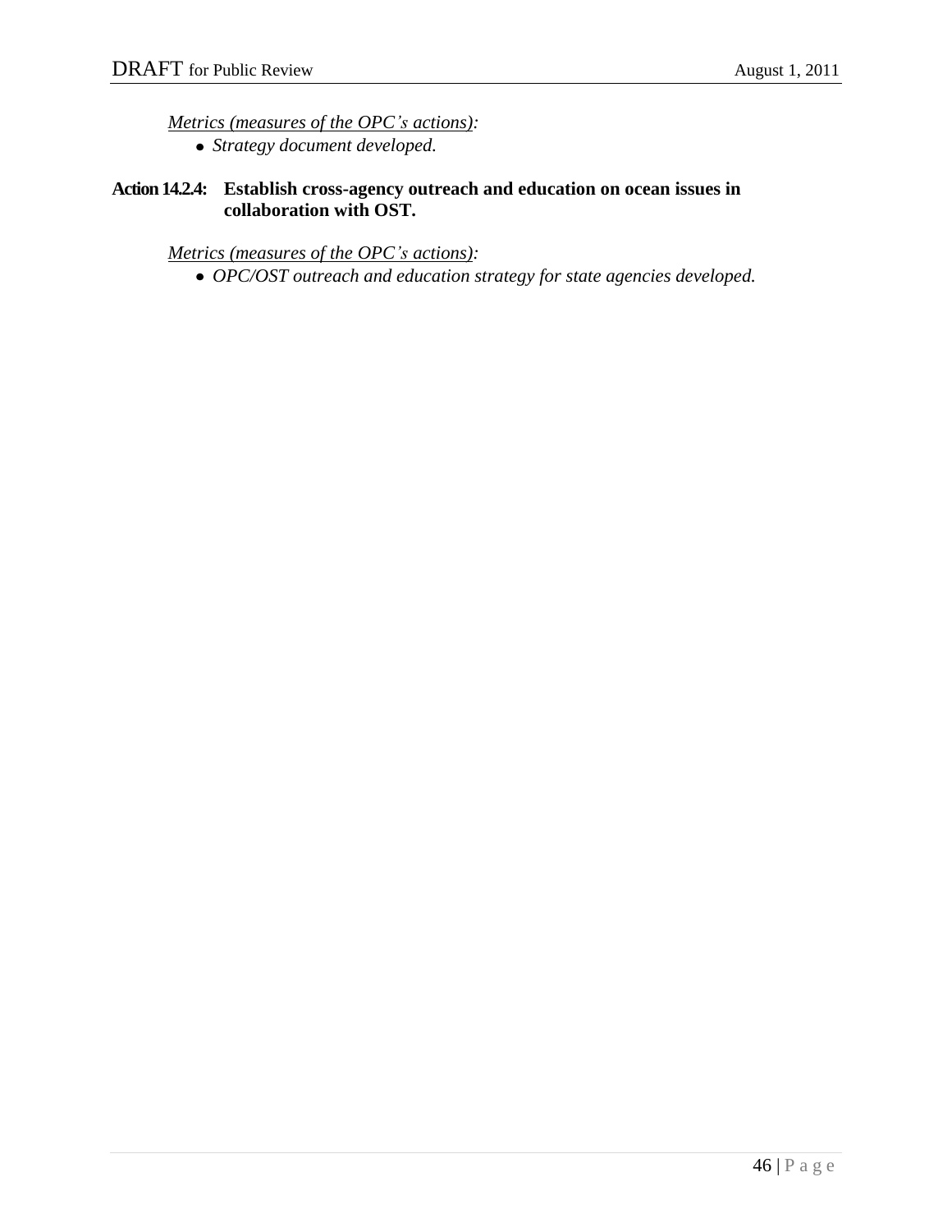*Metrics (measures of the OPC's actions):*

- *Strategy document developed.*

**Action 14.2.4: Establish cross-agency outreach and education on ocean issues in collaboration with OST.**

*Metrics (measures of the OPC's actions):*

- *OPC/OST outreach and education strategy for state agencies developed.*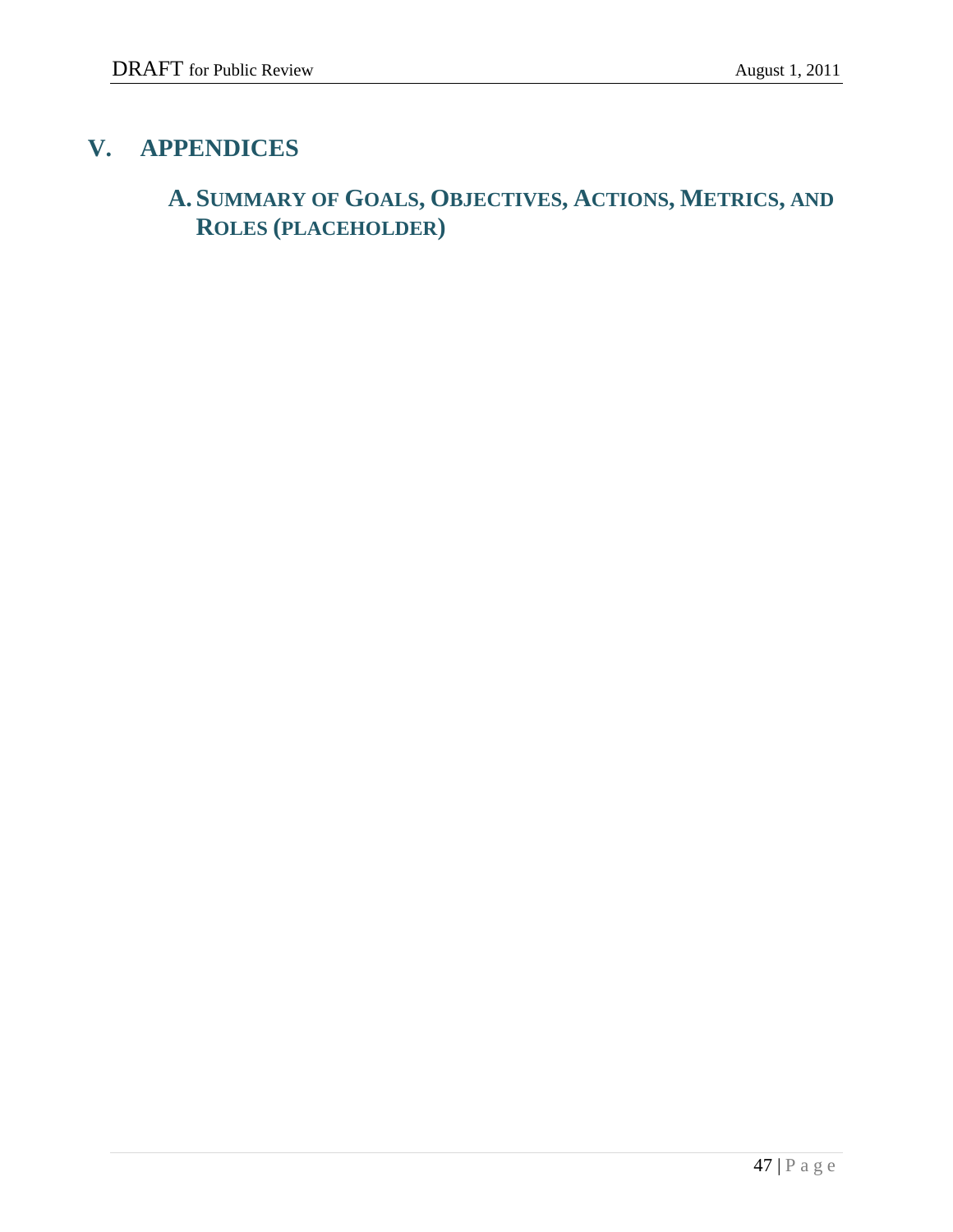# V. APPENDICES

## A. Summary of Goals, Objectives, Actions, Metrics, and Roles (placeholder)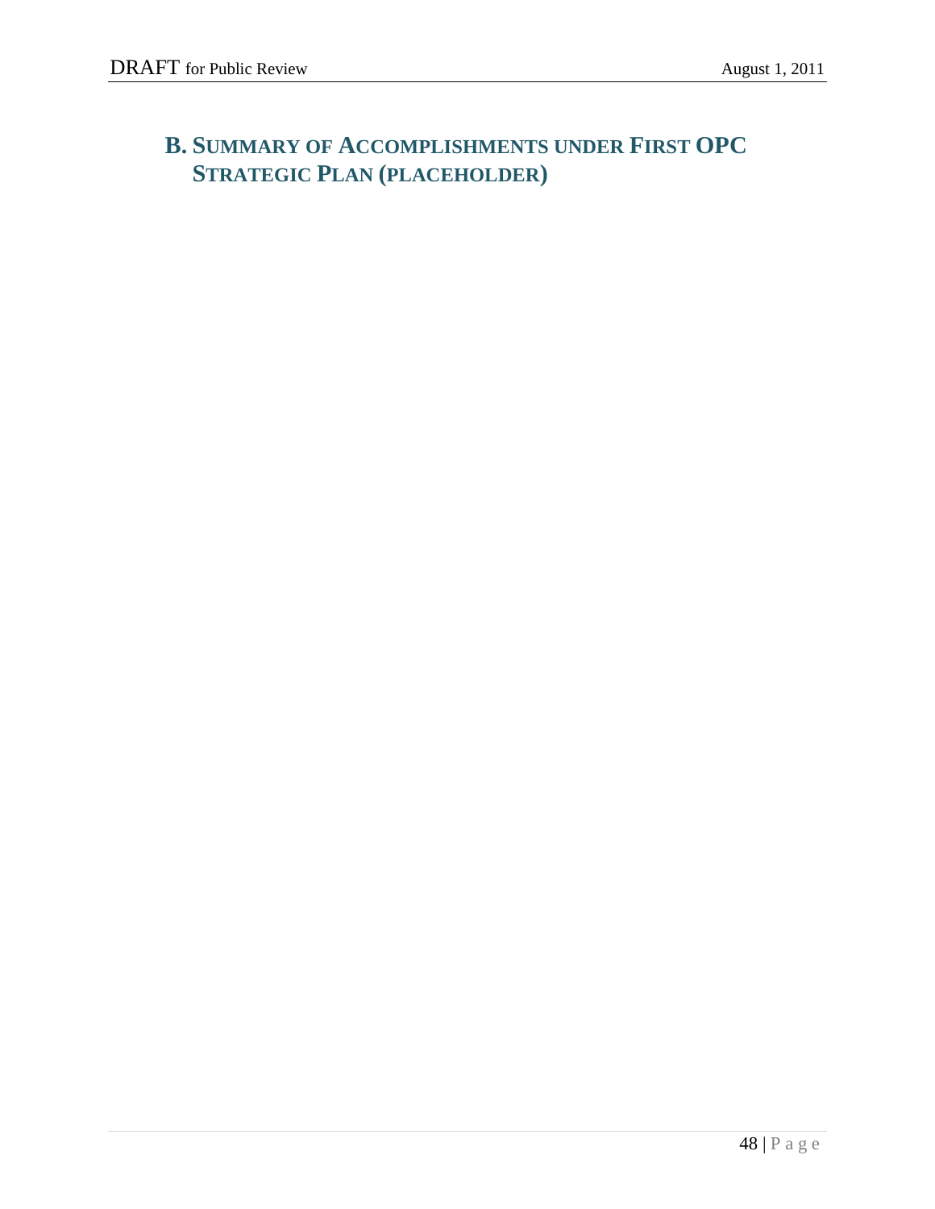## B. Summary of Accomplishments under First OPC Strategic Plan (placeholder)